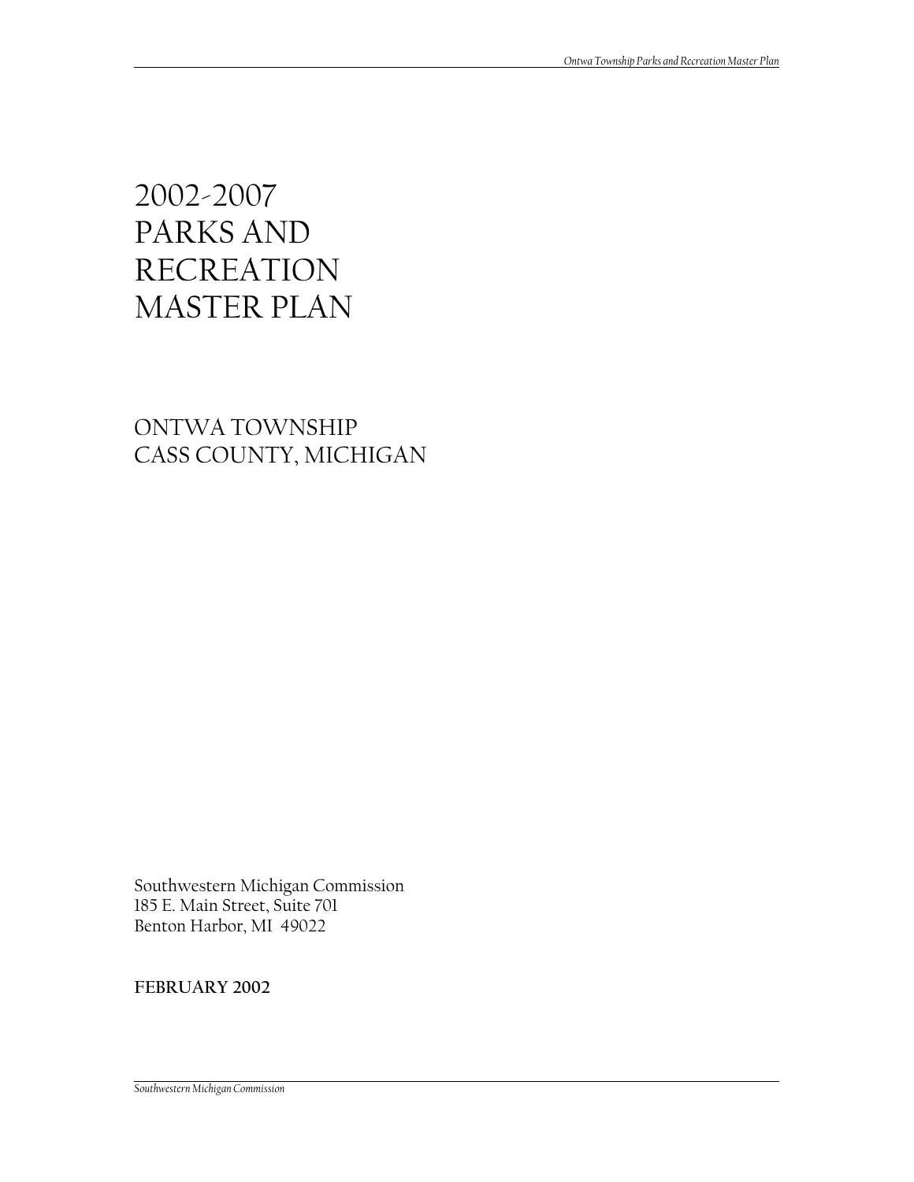# 2002-2007 PARKS AND RECREATION MASTER PLAN

## ONTWA TOWNSHIP
## CASS COUNTY, MICHIGAN

Southwestern Michigan Commission
185 E. Main Street, Suite 701
Benton Harbor, MI 49022

**FEBRUARY 2002**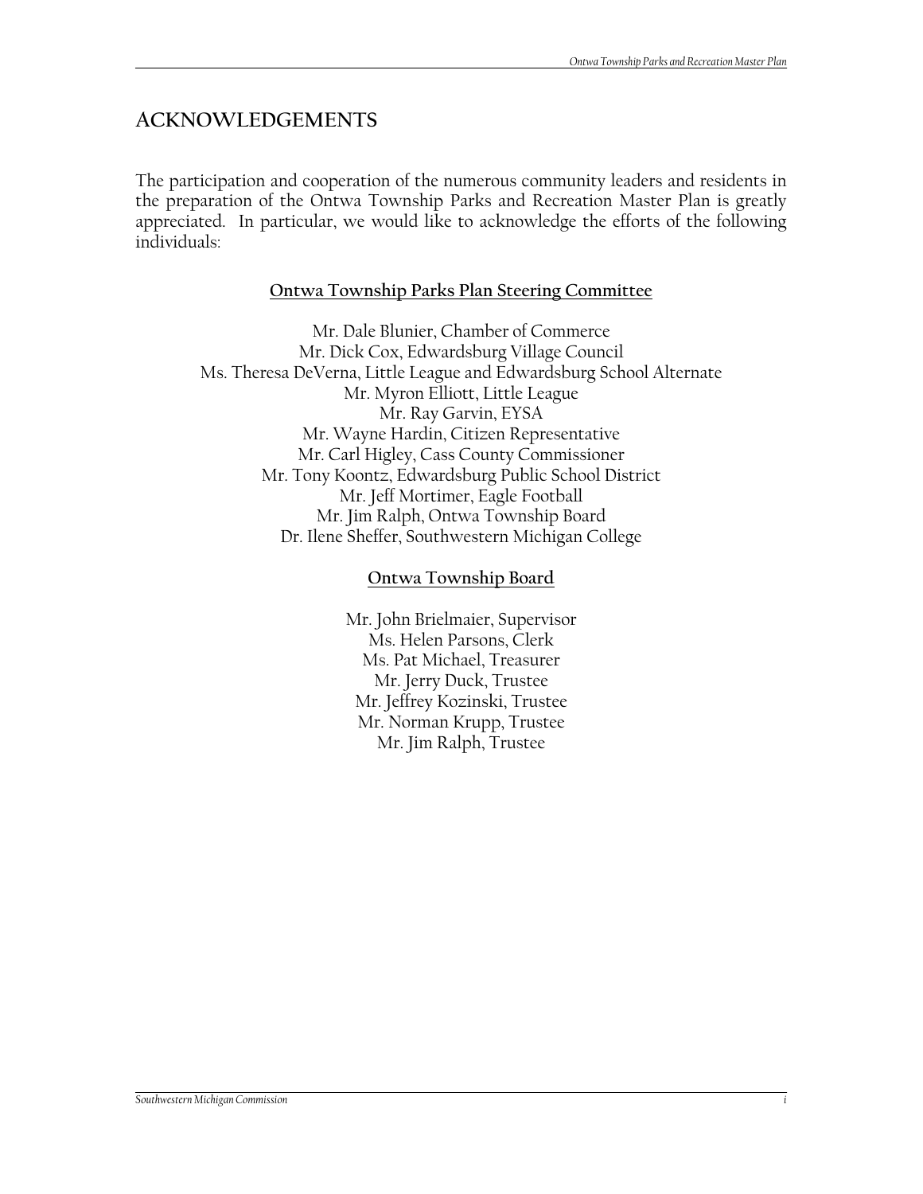## ACKNOWLEDGEMENTS

The participation and cooperation of the numerous community leaders and residents in the preparation of the Ontwa Township Parks and Recreation Master Plan is greatly appreciated. In particular, we would like to acknowledge the efforts of the following individuals:

### Ontwa Township Parks Plan Steering Committee

Mr. Dale Blunier, Chamber of Commerce
Mr. Dick Cox, Edwardsburg Village Council
Ms. Theresa DeVerna, Little League and Edwardsburg School Alternate
Mr. Myron Elliott, Little League
Mr. Ray Garvin, EYSA
Mr. Wayne Hardin, Citizen Representative
Mr. Carl Higley, Cass County Commissioner
Mr. Tony Koontz, Edwardsburg Public School District
Mr. Jeff Mortimer, Eagle Football
Mr. Jim Ralph, Ontwa Township Board
Dr. Ilene Sheffer, Southwestern Michigan College

### Ontwa Township Board

Mr. John Brielmaier, Supervisor
Ms. Helen Parsons, Clerk
Ms. Pat Michael, Treasurer
Mr. Jerry Duck, Trustee
Mr. Jeffrey Kozinski, Trustee
Mr. Norman Krupp, Trustee
Mr. Jim Ralph, Trustee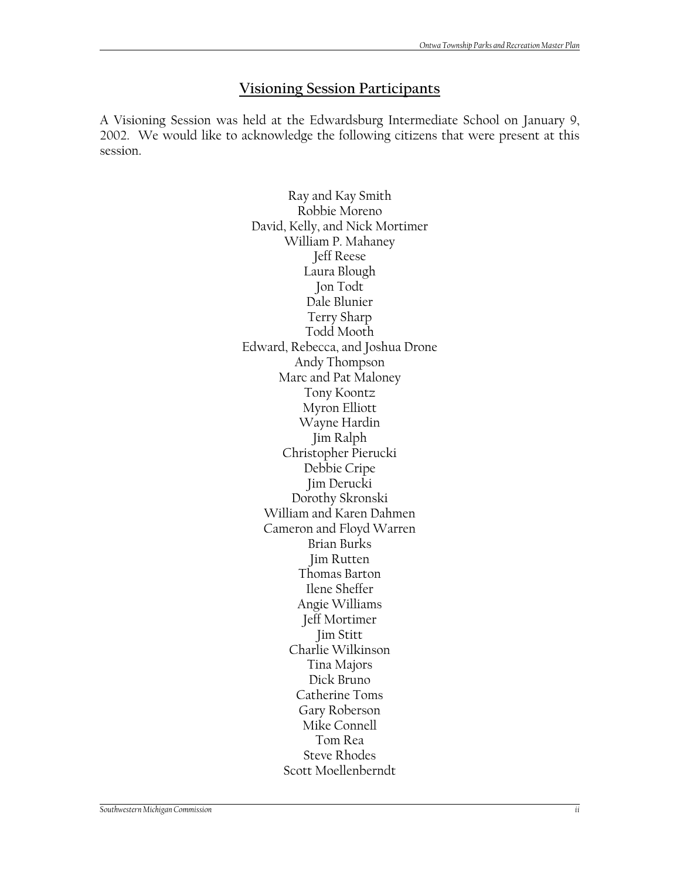## Visioning Session Participants

A Visioning Session was held at the Edwardsburg Intermediate School on January 9, 2002. We would like to acknowledge the following citizens that were present at this session.

Ray and Kay Smith
Robbie Moreno
David, Kelly, and Nick Mortimer
William P. Mahaney
Jeff Reese
Laura Blough
Jon Todt
Dale Blunier
Terry Sharp
Todd Mooth
Edward, Rebecca, and Joshua Drone
Andy Thompson
Marc and Pat Maloney
Tony Koontz
Myron Elliott
Wayne Hardin
Jim Ralph
Christopher Pierucki
Debbie Cripe
Jim Derucki
Dorothy Skronski
William and Karen Dahmen
Cameron and Floyd Warren
Brian Burks
Jim Rutten
Thomas Barton
Ilene Sheffer
Angie Williams
Jeff Mortimer
Jim Stitt
Charlie Wilkinson
Tina Majors
Dick Bruno
Catherine Toms
Gary Roberson
Mike Connell
Tom Rea
Steve Rhodes
Scott Moellenberndt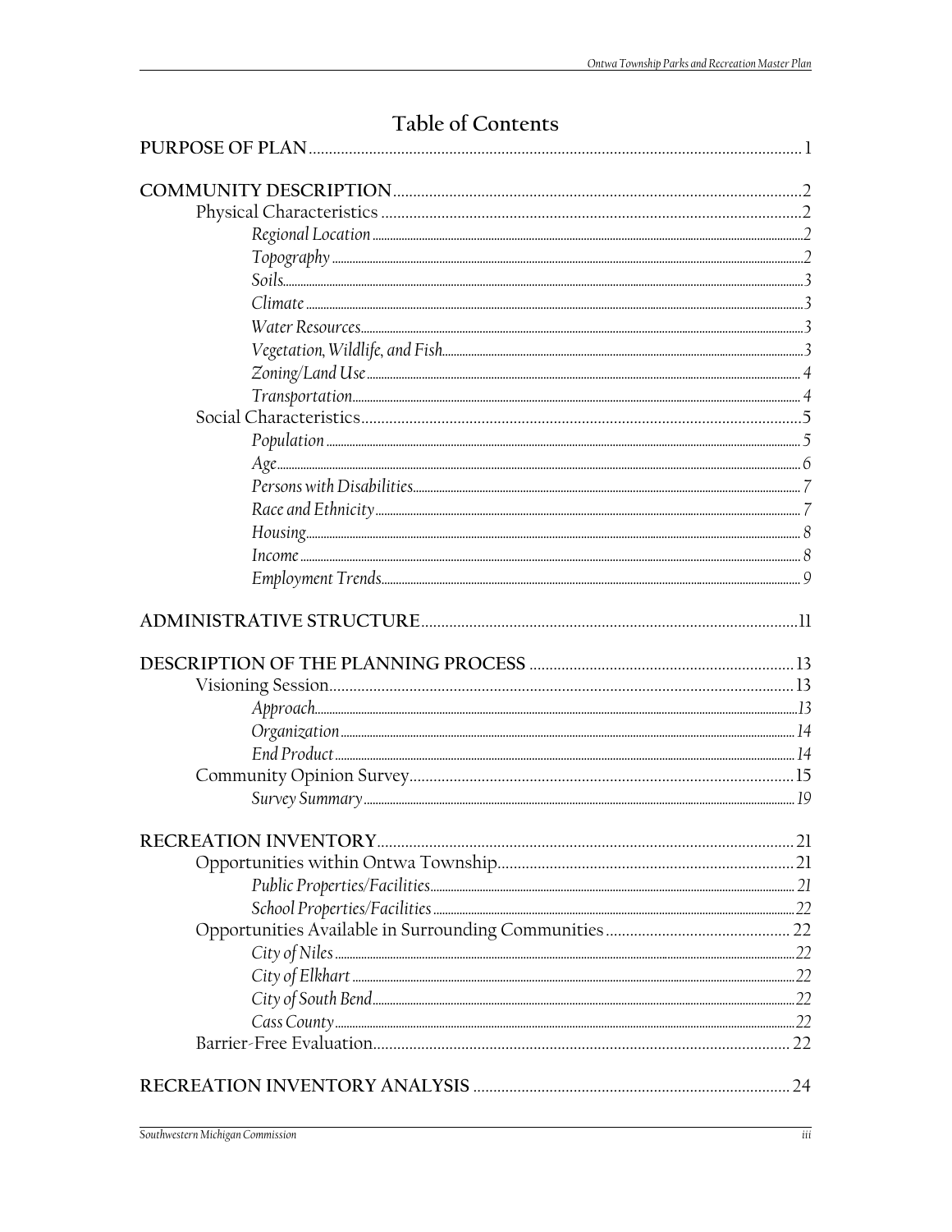# Table of Contents

PURPOSE OF PLAN ........................................................................................................ 1

COMMUNITY DESCRIPTION .................................................................................... 2
- Physical Characteristics ........................................................................................ 2
  - *Regional Location* ........................................................................................ 2
  - *Topography* ................................................................................................... 2
  - *Soils* ................................................................................................................ 3
  - *Climate* ........................................................................................................... 3
  - *Water Resources* ........................................................................................... 3
  - *Vegetation, Wildlife, and Fish* ..................................................................... 3
  - *Zoning/Land Use* .......................................................................................... 4
  - *Transportation* .............................................................................................. 4
- Social Characteristics ............................................................................................. 5
  - *Population* ..................................................................................................... 5
  - *Age* ................................................................................................................. 6
  - *Persons with Disabilities* .............................................................................. 7
  - *Race and Ethnicity* ........................................................................................ 7
  - *Housing* .......................................................................................................... 8
  - *Income* ........................................................................................................... 8
  - *Employment Trends* ...................................................................................... 9

ADMINISTRATIVE STRUCTURE ............................................................................ 11

DESCRIPTION OF THE PLANNING PROCESS ................................................... 13
- Visioning Session .................................................................................................. 13
  - *Approach* ..................................................................................................... 13
  - *Organization* ............................................................................................... 14
  - *End Product* ................................................................................................ 14
- Community Opinion Survey ............................................................................... 15
  - *Survey Summary* ........................................................................................ 19

RECREATION INVENTORY ...................................................................................... 21
- Opportunities within Ontwa Township ............................................................ 21
  - *Public Properties/Facilities* ....................................................................... 21
  - *School Properties/Facilities* ...................................................................... 22
- Opportunities Available in Surrounding Communities ................................. 22
  - *City of Niles* ................................................................................................. 22
  - *City of Elkhart* ............................................................................................. 22
  - *City of South Bend* ..................................................................................... 22
  - *Cass County* ................................................................................................ 22
- Barrier-Free Evaluation ...................................................................................... 22

RECREATION INVENTORY ANALYSIS .............................................................. 24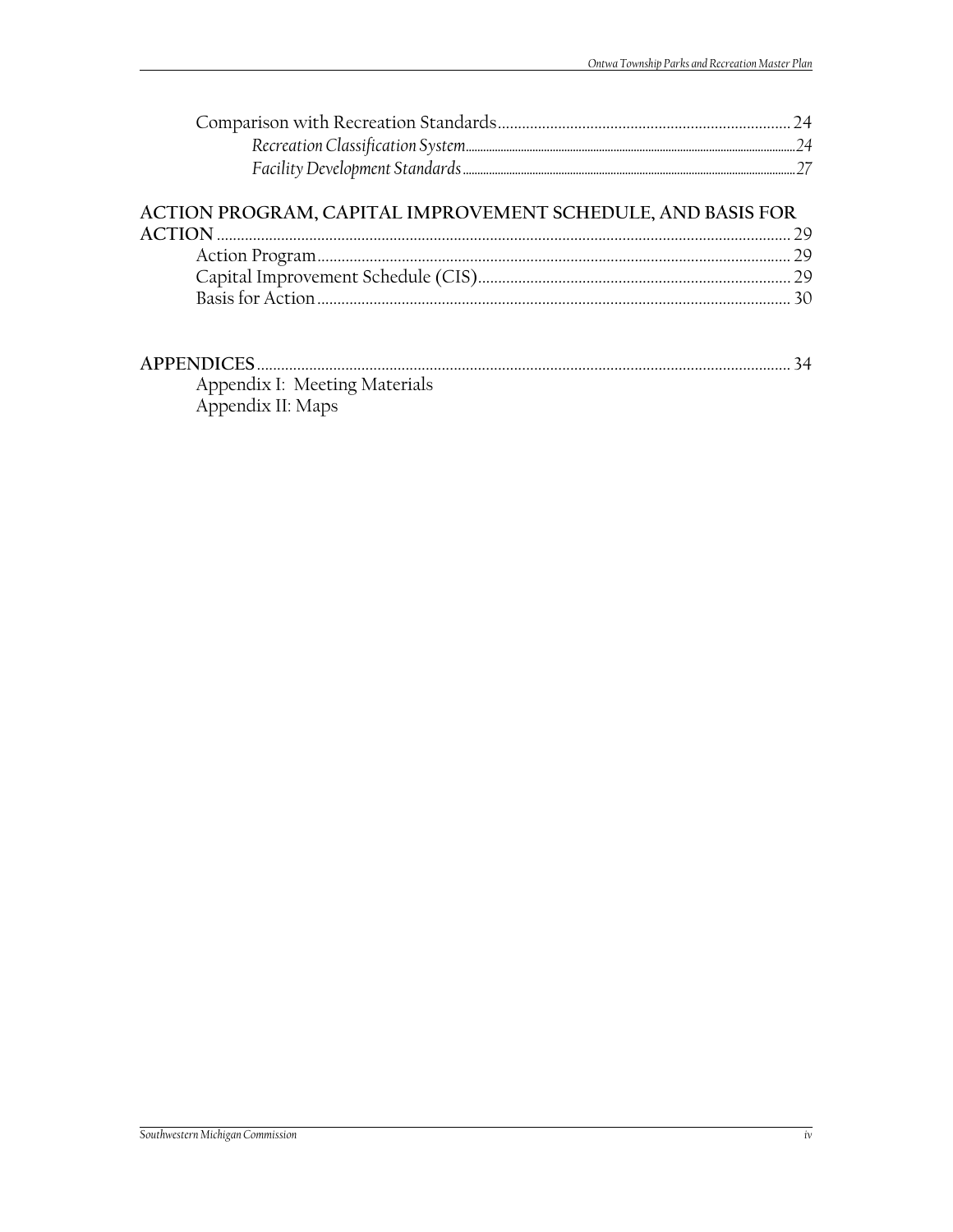Comparison with Recreation Standards ........................................................................ 24

*Recreation Classification System* ........................................................................ 24

*Facility Development Standards* ........................................................................ 27

**ACTION PROGRAM, CAPITAL IMPROVEMENT SCHEDULE, AND BASIS FOR ACTION** ........................................................................ 29

Action Program ........................................................................ 29

Capital Improvement Schedule (CIS) ........................................................................ 29

Basis for Action ........................................................................ 30

**APPENDICES** ........................................................................ 34

Appendix I: Meeting Materials

Appendix II: Maps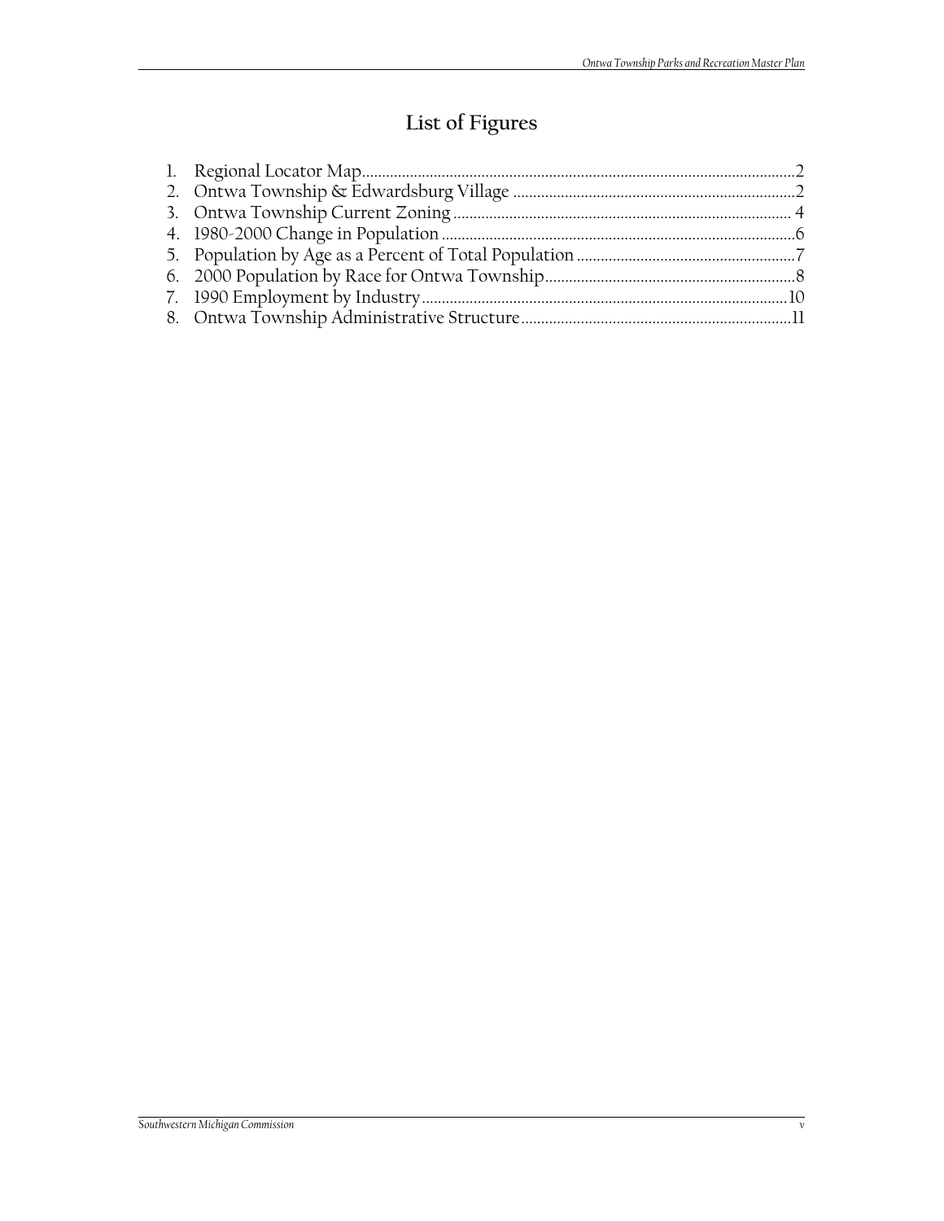# List of Figures

1. Regional Locator Map............................................................................................................2
2. Ontwa Township & Edwardsburg Village .......................................................................2
3. Ontwa Township Current Zoning ..................................................................................... 4
4. 1980-2000 Change in Population ........................................................................................6
5. Population by Age as a Percent of Total Population .......................................................7
6. 2000 Population by Race for Ontwa Township...............................................................8
7. 1990 Employment by Industry...........................................................................................10
8. Ontwa Township Administrative Structure....................................................................11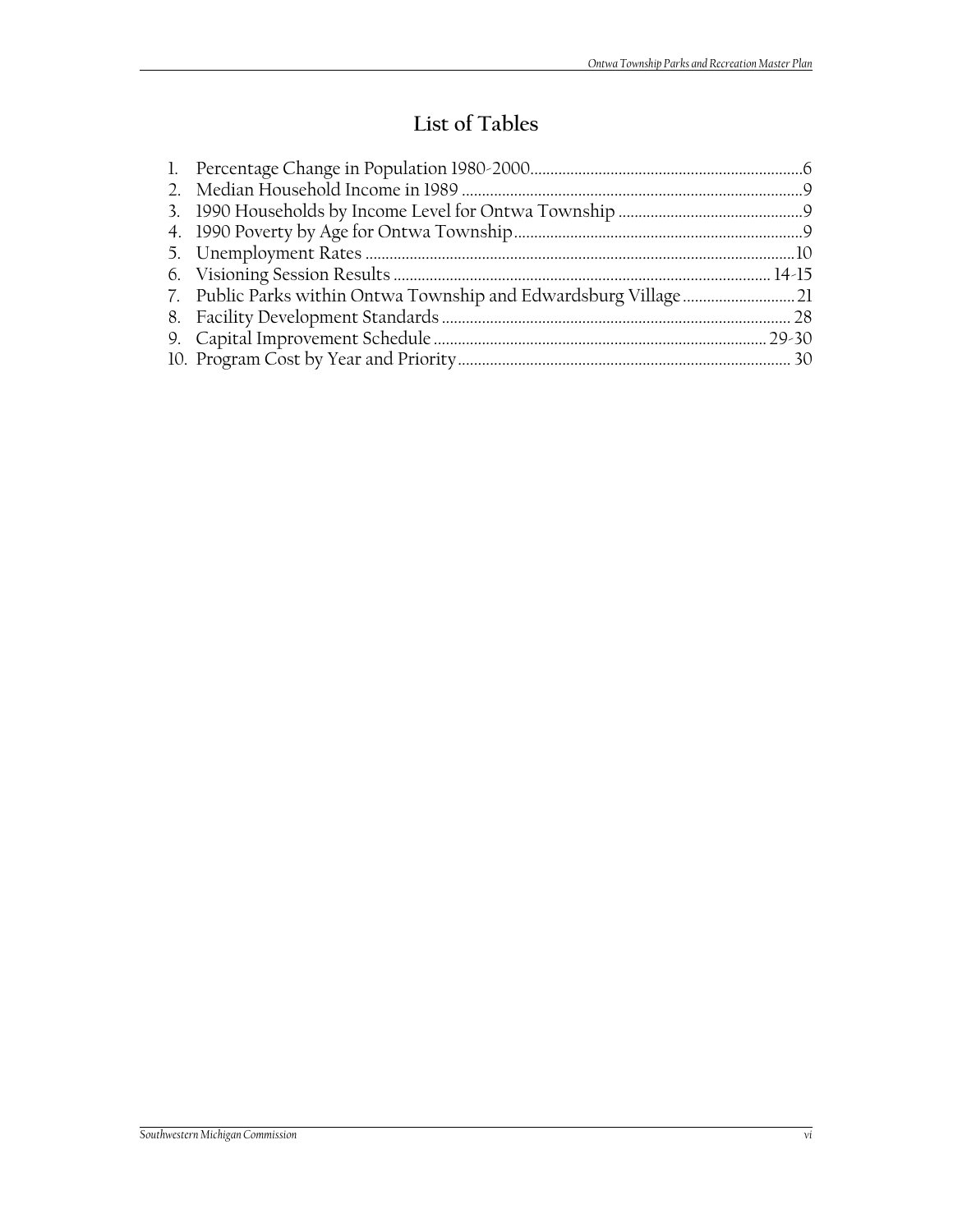# List of Tables

1. Percentage Change in Population 1980-2000 ............ 6
2. Median Household Income in 1989 ............ 9
3. 1990 Households by Income Level for Ontwa Township ............ 9
4. 1990 Poverty by Age for Ontwa Township ............ 9
5. Unemployment Rates ............ 10
6. Visioning Session Results ............ 14-15
7. Public Parks within Ontwa Township and Edwardsburg Village ............ 21
8. Facility Development Standards ............ 28
9. Capital Improvement Schedule ............ 29-30
10. Program Cost by Year and Priority ............ 30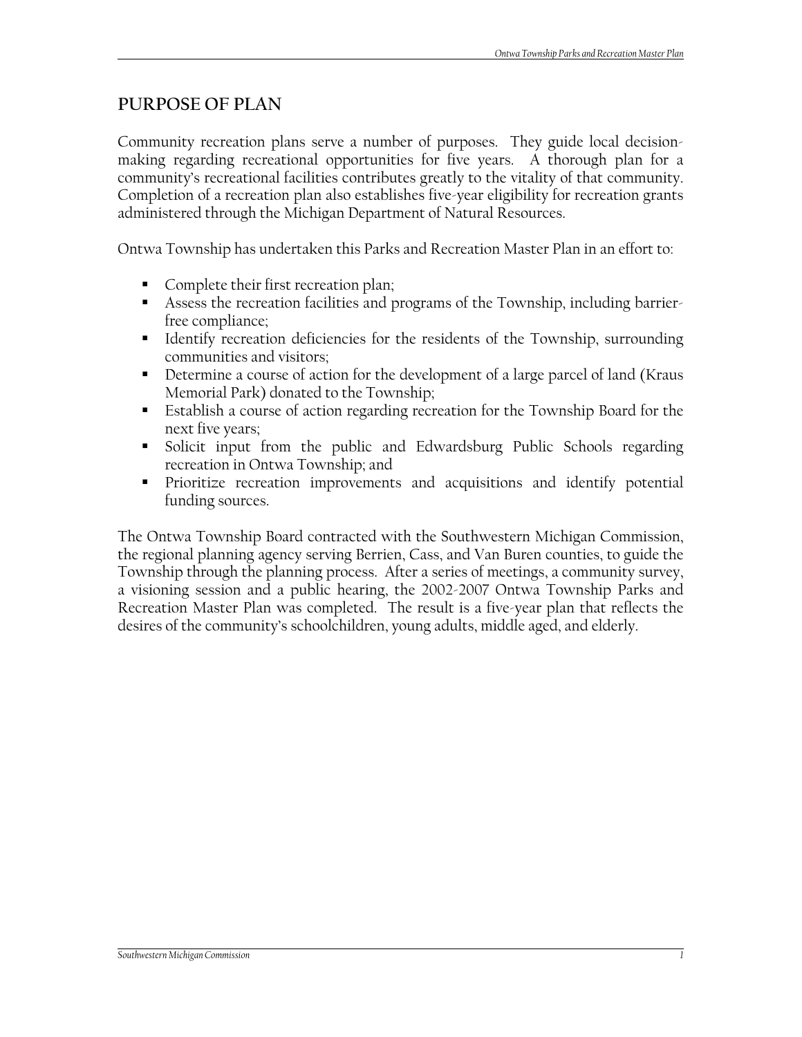## PURPOSE OF PLAN

Community recreation plans serve a number of purposes. They guide local decision-making regarding recreational opportunities for five years. A thorough plan for a community's recreational facilities contributes greatly to the vitality of that community. Completion of a recreation plan also establishes five-year eligibility for recreation grants administered through the Michigan Department of Natural Resources.

Ontwa Township has undertaken this Parks and Recreation Master Plan in an effort to:

- Complete their first recreation plan;
- Assess the recreation facilities and programs of the Township, including barrier-free compliance;
- Identify recreation deficiencies for the residents of the Township, surrounding communities and visitors;
- Determine a course of action for the development of a large parcel of land (Kraus Memorial Park) donated to the Township;
- Establish a course of action regarding recreation for the Township Board for the next five years;
- Solicit input from the public and Edwardsburg Public Schools regarding recreation in Ontwa Township; and
- Prioritize recreation improvements and acquisitions and identify potential funding sources.

The Ontwa Township Board contracted with the Southwestern Michigan Commission, the regional planning agency serving Berrien, Cass, and Van Buren counties, to guide the Township through the planning process. After a series of meetings, a community survey, a visioning session and a public hearing, the 2002-2007 Ontwa Township Parks and Recreation Master Plan was completed. The result is a five-year plan that reflects the desires of the community's schoolchildren, young adults, middle aged, and elderly.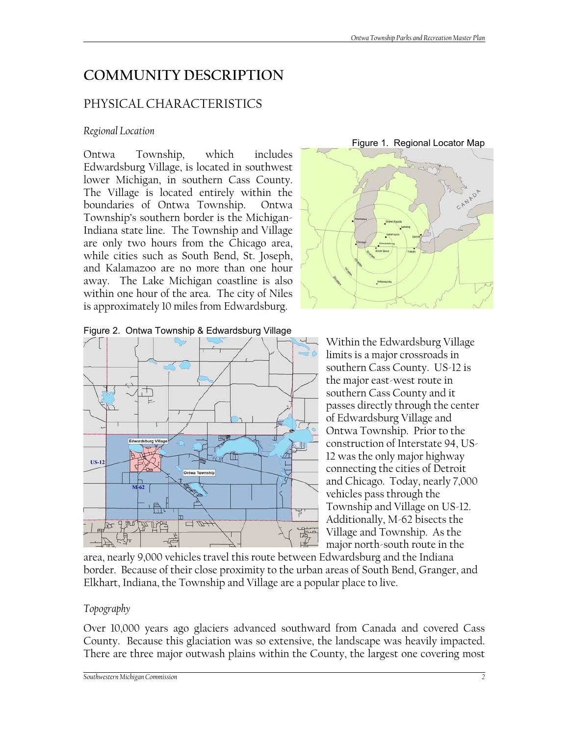# COMMUNITY DESCRIPTION

## PHYSICAL CHARACTERISTICS

### *Regional Location*

Ontwa Township, which includes Edwardsburg Village, is located in southwest lower Michigan, in southern Cass County. The Village is located entirely within the boundaries of Ontwa Township. Ontwa Township's southern border is the Michigan-Indiana state line. The Township and Village are only two hours from the Chicago area, while cities such as South Bend, St. Joseph, and Kalamazoo are no more than one hour away. The Lake Michigan coastline is also within one hour of the area. The city of Niles is approximately 10 miles from Edwardsburg.

Figure 1. Regional Locator Map

Figure 2. Ontwa Township & Edwardsburg Village

Within the Edwardsburg Village limits is a major crossroads in southern Cass County. US-12 is the major east-west route in southern Cass County and it passes directly through the center of Edwardsburg Village and Ontwa Township. Prior to the construction of Interstate 94, US-12 was the only major highway connecting the cities of Detroit and Chicago. Today, nearly 7,000 vehicles pass through the Township and Village on US-12. Additionally, M-62 bisects the Village and Township. As the major north-south route in the area, nearly 9,000 vehicles travel this route between Edwardsburg and the Indiana border. Because of their close proximity to the urban areas of South Bend, Granger, and Elkhart, Indiana, the Township and Village are a popular place to live.

### *Topography*

Over 10,000 years ago glaciers advanced southward from Canada and covered Cass County. Because this glaciation was so extensive, the landscape was heavily impacted. There are three major outwash plains within the County, the largest one covering most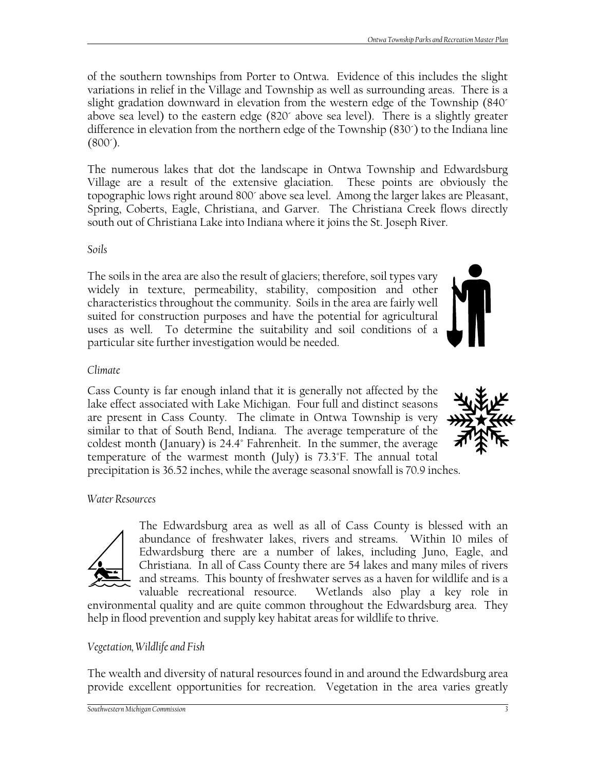of the southern townships from Porter to Ontwa. Evidence of this includes the slight variations in relief in the Village and Township as well as surrounding areas. There is a slight gradation downward in elevation from the western edge of the Township (840´ above sea level) to the eastern edge (820´ above sea level). There is a slightly greater difference in elevation from the northern edge of the Township (830´) to the Indiana line (800´).

The numerous lakes that dot the landscape in Ontwa Township and Edwardsburg Village are a result of the extensive glaciation. These points are obviously the topographic lows right around 800´ above sea level. Among the larger lakes are Pleasant, Spring, Coberts, Eagle, Christiana, and Garver. The Christiana Creek flows directly south out of Christiana Lake into Indiana where it joins the St. Joseph River.

### *Soils*

The soils in the area are also the result of glaciers; therefore, soil types vary widely in texture, permeability, stability, composition and other characteristics throughout the community. Soils in the area are fairly well suited for construction purposes and have the potential for agricultural uses as well. To determine the suitability and soil conditions of a particular site further investigation would be needed.

### *Climate*

Cass County is far enough inland that it is generally not affected by the lake effect associated with Lake Michigan. Four full and distinct seasons are present in Cass County. The climate in Ontwa Township is very similar to that of South Bend, Indiana. The average temperature of the coldest month (January) is 24.4° Fahrenheit. In the summer, the average temperature of the warmest month (July) is 73.3°F. The annual total precipitation is 36.52 inches, while the average seasonal snowfall is 70.9 inches.

### *Water Resources*

The Edwardsburg area as well as all of Cass County is blessed with an abundance of freshwater lakes, rivers and streams. Within 10 miles of Edwardsburg there are a number of lakes, including Juno, Eagle, and Christiana. In all of Cass County there are 54 lakes and many miles of rivers and streams. This bounty of freshwater serves as a haven for wildlife and is a valuable recreational resource. Wetlands also play a key role in environmental quality and are quite common throughout the Edwardsburg area. They help in flood prevention and supply key habitat areas for wildlife to thrive.

### *Vegetation, Wildlife and Fish*

The wealth and diversity of natural resources found in and around the Edwardsburg area provide excellent opportunities for recreation. Vegetation in the area varies greatly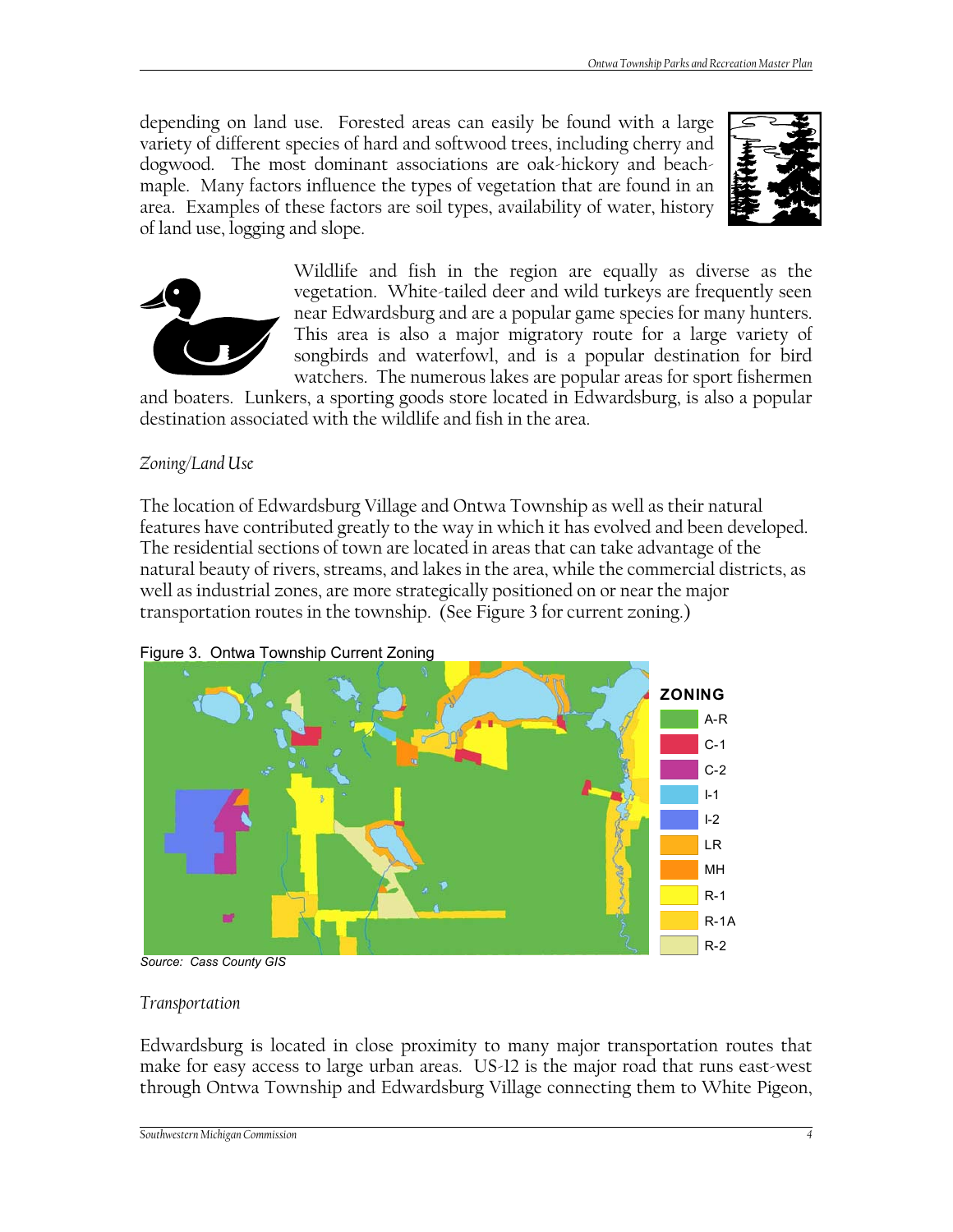depending on land use. Forested areas can easily be found with a large variety of different species of hard and softwood trees, including cherry and dogwood. The most dominant associations are oak-hickory and beach-maple. Many factors influence the types of vegetation that are found in an area. Examples of these factors are soil types, availability of water, history of land use, logging and slope.

Wildlife and fish in the region are equally as diverse as the vegetation. White-tailed deer and wild turkeys are frequently seen near Edwardsburg and are a popular game species for many hunters. This area is also a major migratory route for a large variety of songbirds and waterfowl, and is a popular destination for bird watchers. The numerous lakes are popular areas for sport fishermen and boaters. Lunkers, a sporting goods store located in Edwardsburg, is also a popular destination associated with the wildlife and fish in the area.

*Zoning/Land Use*

The location of Edwardsburg Village and Ontwa Township as well as their natural features have contributed greatly to the way in which it has evolved and been developed. The residential sections of town are located in areas that can take advantage of the natural beauty of rivers, streams, and lakes in the area, while the commercial districts, as well as industrial zones, are more strategically positioned on or near the major transportation routes in the township. (See Figure 3 for current zoning.)

Figure 3. Ontwa Township Current Zoning

ZONING: A-R, C-1, C-2, I-1, I-2, LR, MH, R-1, R-1A, R-2

Source: Cass County GIS

*Transportation*

Edwardsburg is located in close proximity to many major transportation routes that make for easy access to large urban areas. US-12 is the major road that runs east-west through Ontwa Township and Edwardsburg Village connecting them to White Pigeon,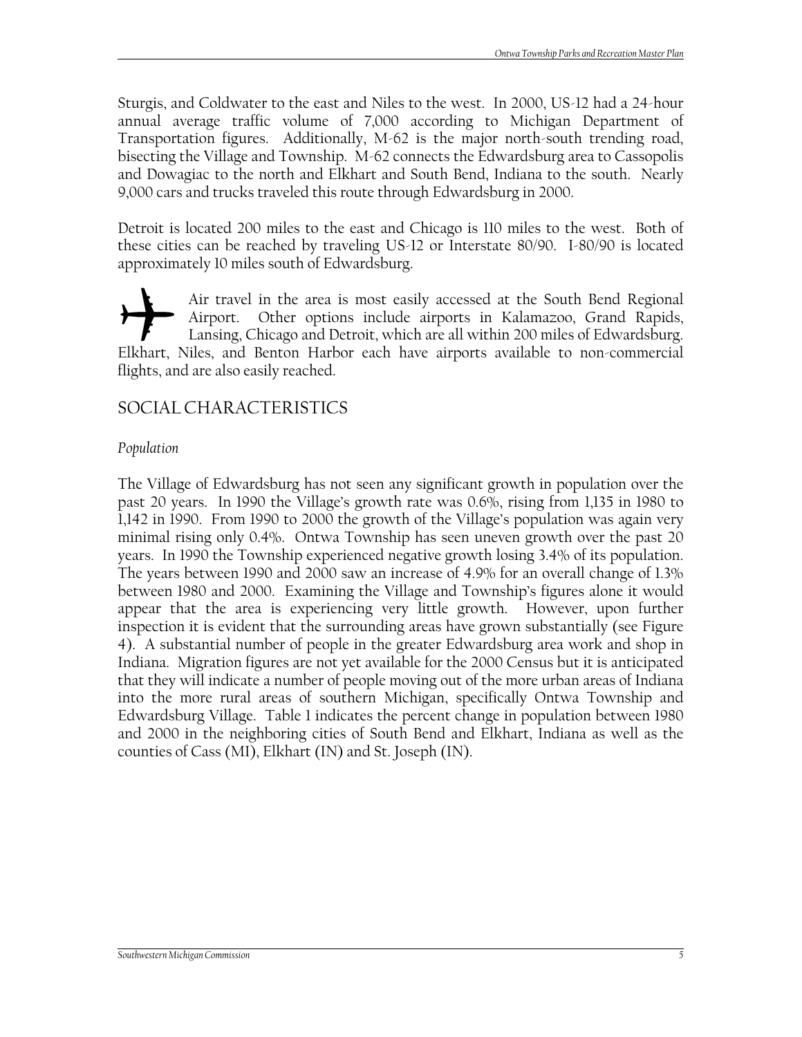Sturgis, and Coldwater to the east and Niles to the west. In 2000, US-12 had a 24-hour annual average traffic volume of 7,000 according to Michigan Department of Transportation figures. Additionally, M-62 is the major north-south trending road, bisecting the Village and Township. M-62 connects the Edwardsburg area to Cassopolis and Dowagiac to the north and Elkhart and South Bend, Indiana to the south. Nearly 9,000 cars and trucks traveled this route through Edwardsburg in 2000.

Detroit is located 200 miles to the east and Chicago is 110 miles to the west. Both of these cities can be reached by traveling US-12 or Interstate 80/90. I-80/90 is located approximately 10 miles south of Edwardsburg.

Air travel in the area is most easily accessed at the South Bend Regional Airport. Other options include airports in Kalamazoo, Grand Rapids, Lansing, Chicago and Detroit, which are all within 200 miles of Edwardsburg. Elkhart, Niles, and Benton Harbor each have airports available to non-commercial flights, and are also easily reached.

## SOCIAL CHARACTERISTICS

*Population*

The Village of Edwardsburg has not seen any significant growth in population over the past 20 years. In 1990 the Village's growth rate was 0.6%, rising from 1,135 in 1980 to 1,142 in 1990. From 1990 to 2000 the growth of the Village's population was again very minimal rising only 0.4%. Ontwa Township has seen uneven growth over the past 20 years. In 1990 the Township experienced negative growth losing 3.4% of its population. The years between 1990 and 2000 saw an increase of 4.9% for an overall change of 1.3% between 1980 and 2000. Examining the Village and Township's figures alone it would appear that the area is experiencing very little growth. However, upon further inspection it is evident that the surrounding areas have grown substantially (see Figure 4). A substantial number of people in the greater Edwardsburg area work and shop in Indiana. Migration figures are not yet available for the 2000 Census but it is anticipated that they will indicate a number of people moving out of the more urban areas of Indiana into the more rural areas of southern Michigan, specifically Ontwa Township and Edwardsburg Village. Table 1 indicates the percent change in population between 1980 and 2000 in the neighboring cities of South Bend and Elkhart, Indiana as well as the counties of Cass (MI), Elkhart (IN) and St. Joseph (IN).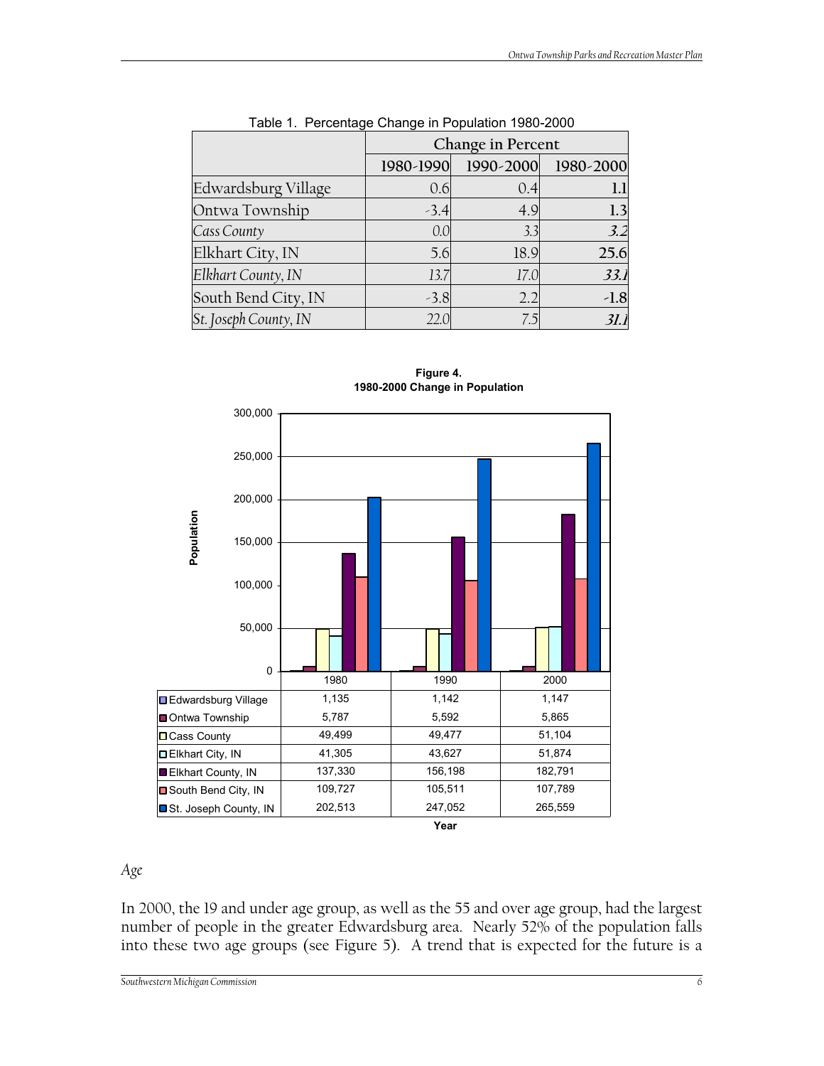Table 1. Percentage Change in Population 1980-2000

| | Change in Percent | | |
|---|---|---|---|
| | 1980-1990 | 1990-2000 | 1980-2000 |
| Edwardsburg Village | 0.6 | 0.4 | **1.1** |
| Ontwa Township | -3.4 | 4.9 | **1.3** |
| *Cass County* | *0.0* | *3.3* | ***3.2*** |
| Elkhart City, IN | 5.6 | 18.9 | **25.6** |
| *Elkhart County, IN* | *13.7* | *17.0* | ***33.1*** |
| South Bend City, IN | -3.8 | 2.2 | **-1.8** |
| *St. Joseph County, IN* | *22.0* | *7.5* | ***31.1*** |

**Figure 4.**
**1980-2000 Change in Population**

| Population | 1980 | 1990 | 2000 |
|---|---|---|---|
| Edwardsburg Village | 1,135 | 1,142 | 1,147 |
| Ontwa Township | 5,787 | 5,592 | 5,865 |
| Cass County | 49,499 | 49,477 | 51,104 |
| Elkhart City, IN | 41,305 | 43,627 | 51,874 |
| Elkhart County, IN | 137,330 | 156,198 | 182,791 |
| South Bend City, IN | 109,727 | 105,511 | 107,789 |
| St. Joseph County, IN | 202,513 | 247,052 | 265,559 |

**Year**

*Age*

In 2000, the 19 and under age group, as well as the 55 and over age group, had the largest number of people in the greater Edwardsburg area. Nearly 52% of the population falls into these two age groups (see Figure 5). A trend that is expected for the future is a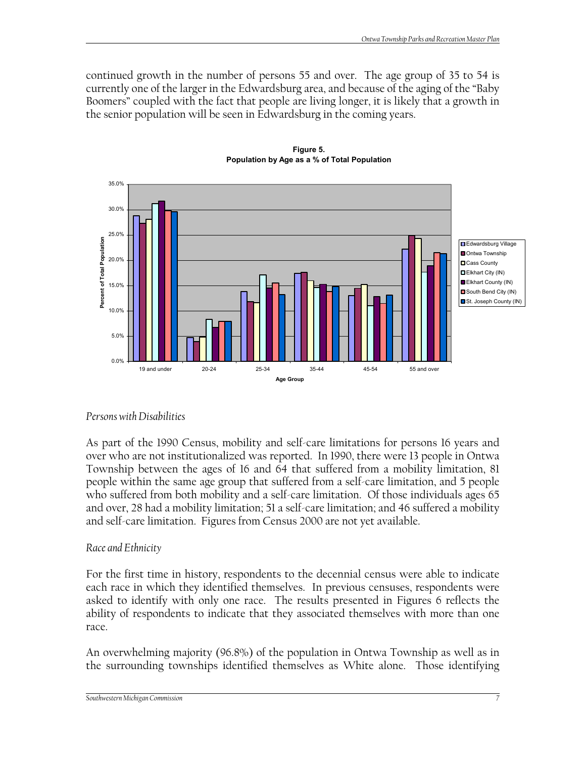continued growth in the number of persons 55 and over. The age group of 35 to 54 is currently one of the larger in the Edwardsburg area, and because of the aging of the "Baby Boomers" coupled with the fact that people are living longer, it is likely that a growth in the senior population will be seen in Edwardsburg in the coming years.

**Figure 5.**
**Population by Age as a % of Total Population**

*Persons with Disabilities*

As part of the 1990 Census, mobility and self-care limitations for persons 16 years and over who are not institutionalized was reported. In 1990, there were 13 people in Ontwa Township between the ages of 16 and 64 that suffered from a mobility limitation, 81 people within the same age group that suffered from a self-care limitation, and 5 people who suffered from both mobility and a self-care limitation. Of those individuals ages 65 and over, 28 had a mobility limitation; 51 a self-care limitation; and 46 suffered a mobility and self-care limitation. Figures from Census 2000 are not yet available.

*Race and Ethnicity*

For the first time in history, respondents to the decennial census were able to indicate each race in which they identified themselves. In previous censuses, respondents were asked to identify with only one race. The results presented in Figures 6 reflects the ability of respondents to indicate that they associated themselves with more than one race.

An overwhelming majority (96.8%) of the population in Ontwa Township as well as in the surrounding townships identified themselves as White alone. Those identifying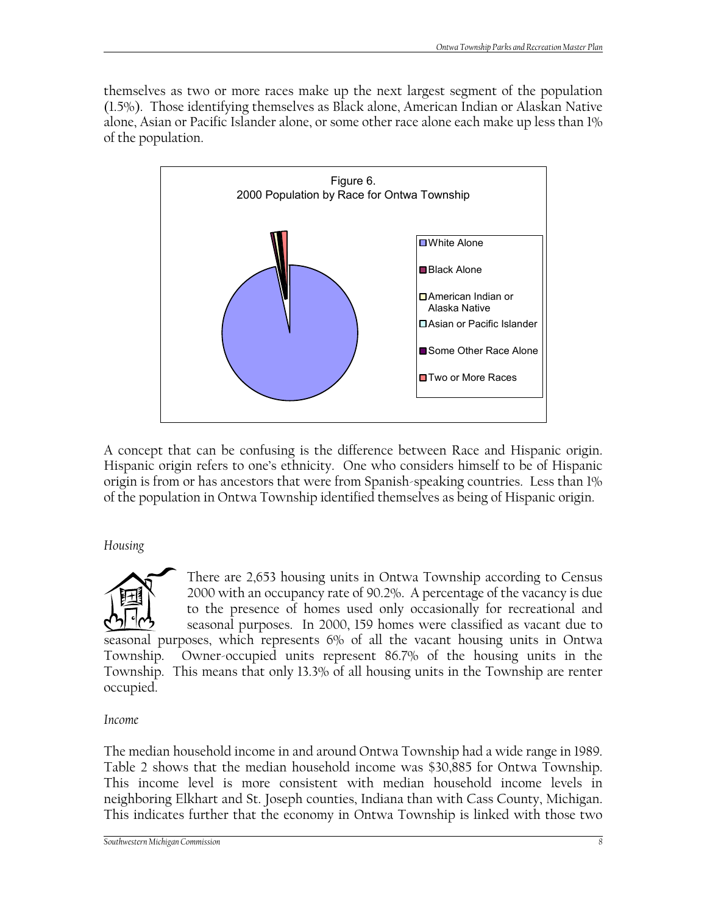themselves as two or more races make up the next largest segment of the population (1.5%). Those identifying themselves as Black alone, American Indian or Alaskan Native alone, Asian or Pacific Islander alone, or some other race alone each make up less than 1% of the population.

Figure 6.
2000 Population by Race for Ontwa Township

- White Alone
- Black Alone
- American Indian or Alaska Native
- Asian or Pacific Islander
- Some Other Race Alone
- Two or More Races

A concept that can be confusing is the difference between Race and Hispanic origin. Hispanic origin refers to one's ethnicity. One who considers himself to be of Hispanic origin is from or has ancestors that were from Spanish-speaking countries. Less than 1% of the population in Ontwa Township identified themselves as being of Hispanic origin.

*Housing*

There are 2,653 housing units in Ontwa Township according to Census 2000 with an occupancy rate of 90.2%. A percentage of the vacancy is due to the presence of homes used only occasionally for recreational and seasonal purposes. In 2000, 159 homes were classified as vacant due to seasonal purposes, which represents 6% of all the vacant housing units in Ontwa Township. Owner-occupied units represent 86.7% of the housing units in the Township. This means that only 13.3% of all housing units in the Township are renter occupied.

*Income*

The median household income in and around Ontwa Township had a wide range in 1989. Table 2 shows that the median household income was $30,885 for Ontwa Township. This income level is more consistent with median household income levels in neighboring Elkhart and St. Joseph counties, Indiana than with Cass County, Michigan. This indicates further that the economy in Ontwa Township is linked with those two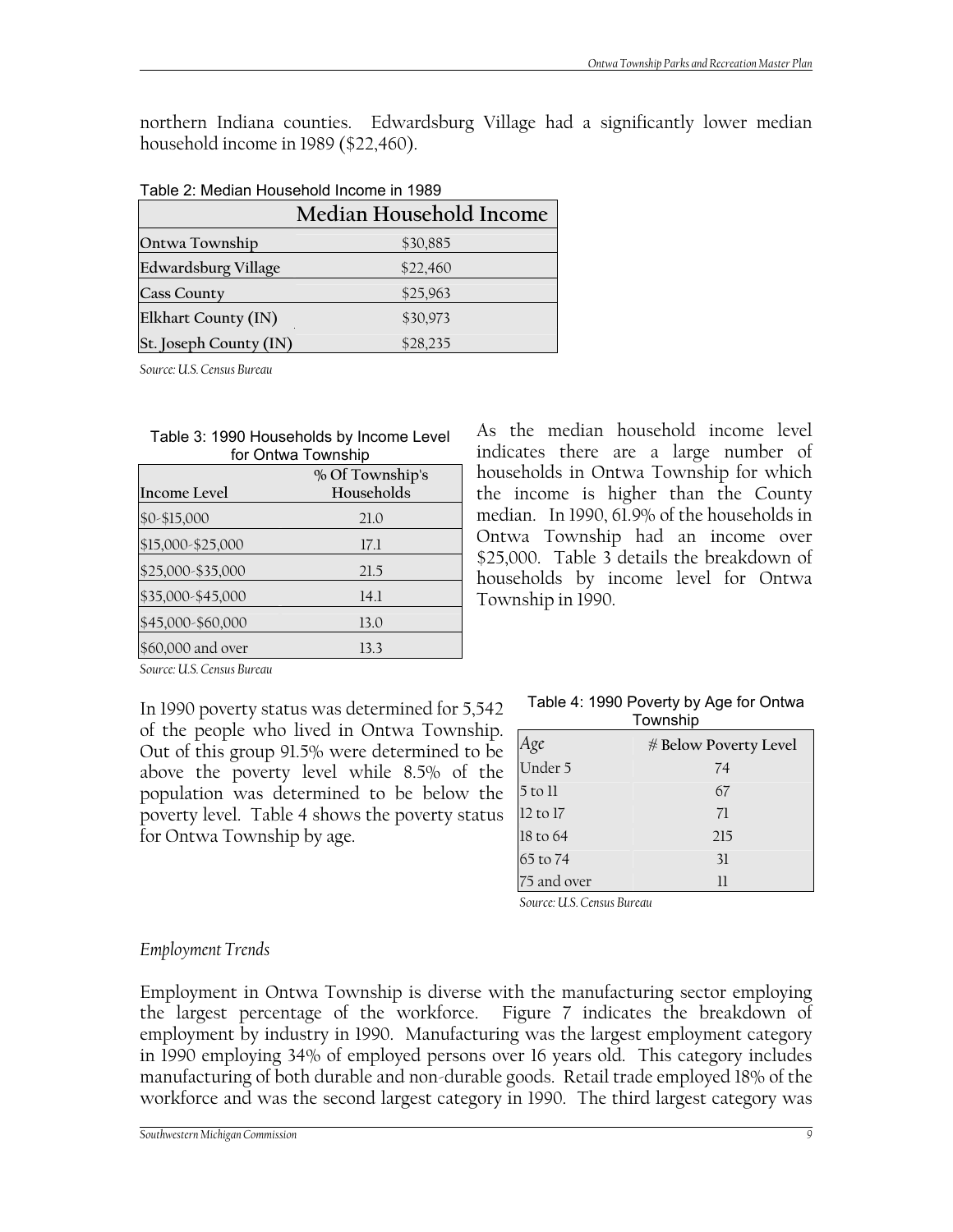northern Indiana counties. Edwardsburg Village had a significantly lower median household income in 1989 ($22,460).

Table 2: Median Household Income in 1989

| | Median Household Income |
|---|---|
| Ontwa Township | $30,885 |
| Edwardsburg Village | $22,460 |
| Cass County | $25,963 |
| Elkhart County (IN) | $30,973 |
| St. Joseph County (IN) | $28,235 |

*Source: U.S. Census Bureau*

Table 3: 1990 Households by Income Level for Ontwa Township

| Income Level | % Of Township's Households |
|---|---|
| $0-$15,000 | 21.0 |
| $15,000-$25,000 | 17.1 |
| $25,000-$35,000 | 21.5 |
| $35,000-$45,000 | 14.1 |
| $45,000-$60,000 | 13.0 |
| $60,000 and over | 13.3 |

*Source: U.S. Census Bureau*

As the median household income level indicates there are a large number of households in Ontwa Township for which the income is higher than the County median. In 1990, 61.9% of the households in Ontwa Township had an income over $25,000. Table 3 details the breakdown of households by income level for Ontwa Township in 1990.

In 1990 poverty status was determined for 5,542 of the people who lived in Ontwa Township. Out of this group 91.5% were determined to be above the poverty level while 8.5% of the population was determined to be below the poverty level. Table 4 shows the poverty status for Ontwa Township by age.

Table 4: 1990 Poverty by Age for Ontwa Township

| Age | # Below Poverty Level |
|---|---|
| Under 5 | 74 |
| 5 to 11 | 67 |
| 12 to 17 | 71 |
| 18 to 64 | 215 |
| 65 to 74 | 31 |
| 75 and over | 11 |

*Source: U.S. Census Bureau*

### *Employment Trends*

Employment in Ontwa Township is diverse with the manufacturing sector employing the largest percentage of the workforce. Figure 7 indicates the breakdown of employment by industry in 1990. Manufacturing was the largest employment category in 1990 employing 34% of employed persons over 16 years old. This category includes manufacturing of both durable and non-durable goods. Retail trade employed 18% of the workforce and was the second largest category in 1990. The third largest category was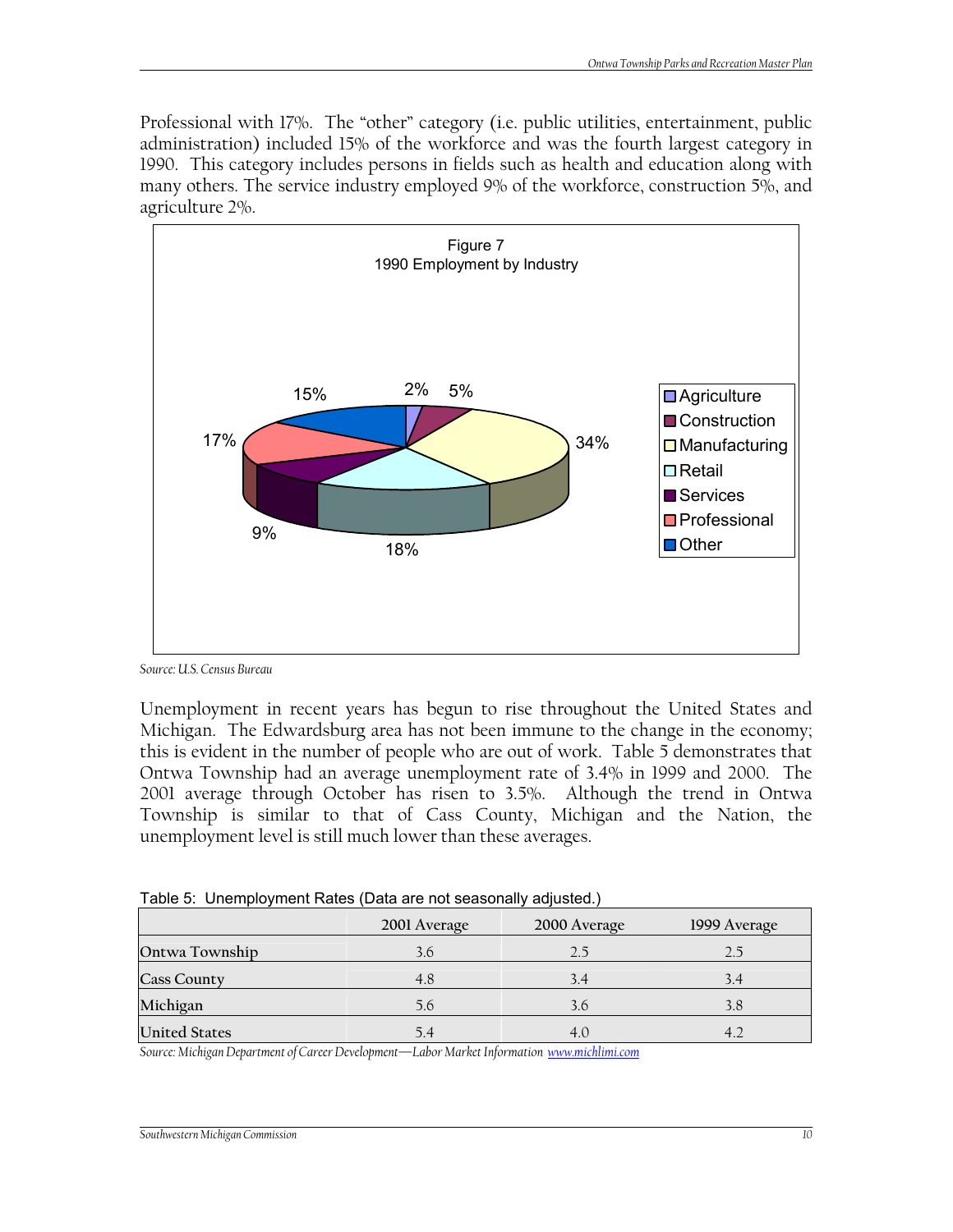Professional with 17%. The "other" category (i.e. public utilities, entertainment, public administration) included 15% of the workforce and was the fourth largest category in 1990. This category includes persons in fields such as health and education along with many others. The service industry employed 9% of the workforce, construction 5%, and agriculture 2%.

Figure 7
1990 Employment by Industry

| Industry | Percent |
|---|---|
| Agriculture | 2% |
| Construction | 5% |
| Manufacturing | 34% |
| Retail | 18% |
| Services | 9% |
| Professional | 17% |
| Other | 15% |

*Source: U.S. Census Bureau*

Unemployment in recent years has begun to rise throughout the United States and Michigan. The Edwardsburg area has not been immune to the change in the economy; this is evident in the number of people who are out of work. Table 5 demonstrates that Ontwa Township had an average unemployment rate of 3.4% in 1999 and 2000. The 2001 average through October has risen to 3.5%. Although the trend in Ontwa Township is similar to that of Cass County, Michigan and the Nation, the unemployment level is still much lower than these averages.

Table 5: Unemployment Rates (Data are not seasonally adjusted.)

| | 2001 Average | 2000 Average | 1999 Average |
|---|---|---|---|
| Ontwa Township | 3.6 | 2.5 | 2.5 |
| Cass County | 4.8 | 3.4 | 3.4 |
| Michigan | 5.6 | 3.6 | 3.8 |
| United States | 5.4 | 4.0 | 4.2 |

*Source: Michigan Department of Career Development—Labor Market Information www.michlimi.com*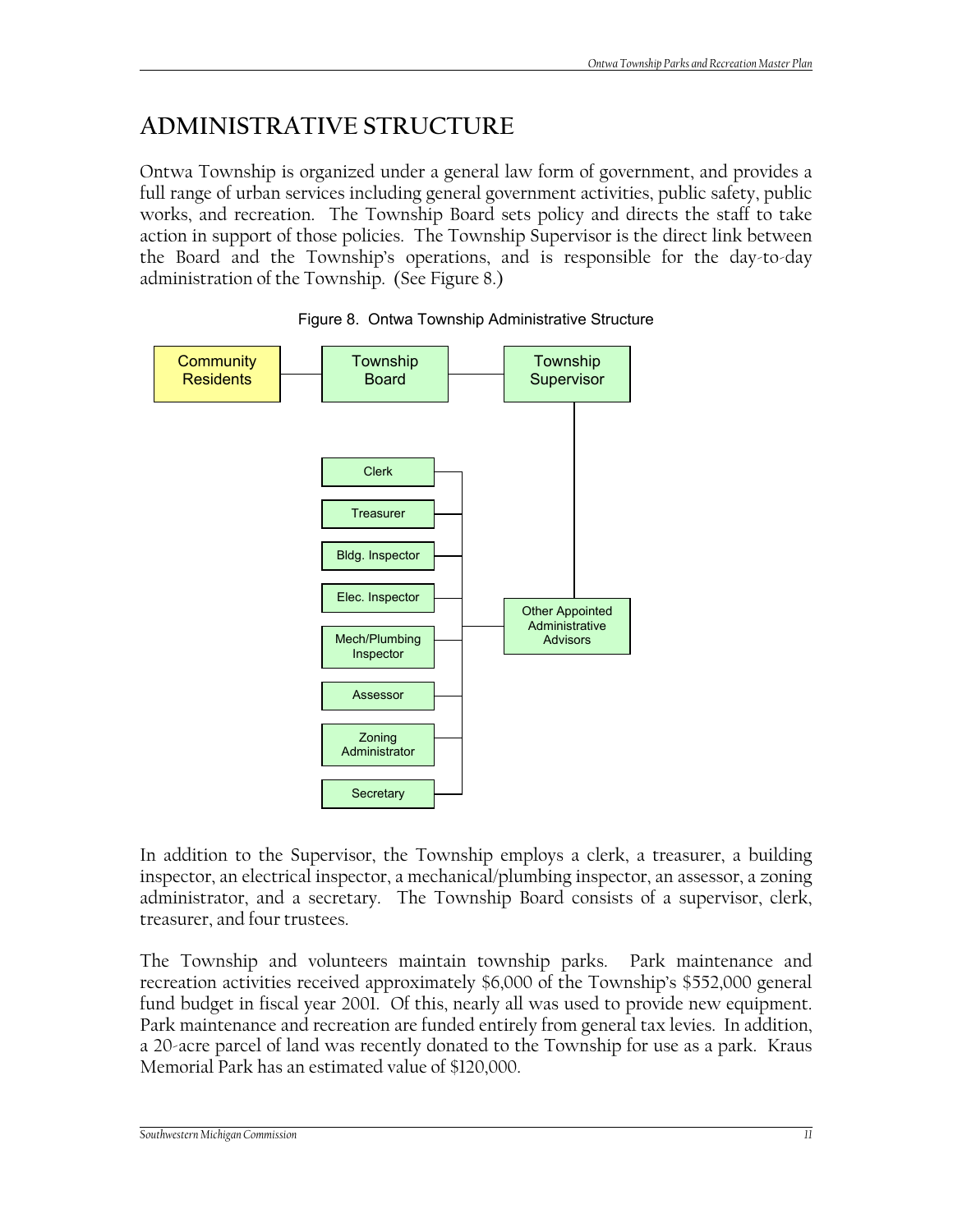# ADMINISTRATIVE STRUCTURE

Ontwa Township is organized under a general law form of government, and provides a full range of urban services including general government activities, public safety, public works, and recreation. The Township Board sets policy and directs the staff to take action in support of those policies. The Township Supervisor is the direct link between the Board and the Township's operations, and is responsible for the day-to-day administration of the Township. (See Figure 8.)

Figure 8. Ontwa Township Administrative Structure

Community Residents — Township Board — Township Supervisor

Township Supervisor → Other Appointed Administrative Advisors

- Clerk
- Treasurer
- Bldg. Inspector
- Elec. Inspector
- Mech/Plumbing Inspector
- Assessor
- Zoning Administrator
- Secretary

In addition to the Supervisor, the Township employs a clerk, a treasurer, a building inspector, an electrical inspector, a mechanical/plumbing inspector, an assessor, a zoning administrator, and a secretary. The Township Board consists of a supervisor, clerk, treasurer, and four trustees.

The Township and volunteers maintain township parks. Park maintenance and recreation activities received approximately $6,000 of the Township's $552,000 general fund budget in fiscal year 2001. Of this, nearly all was used to provide new equipment. Park maintenance and recreation are funded entirely from general tax levies. In addition, a 20-acre parcel of land was recently donated to the Township for use as a park. Kraus Memorial Park has an estimated value of $120,000.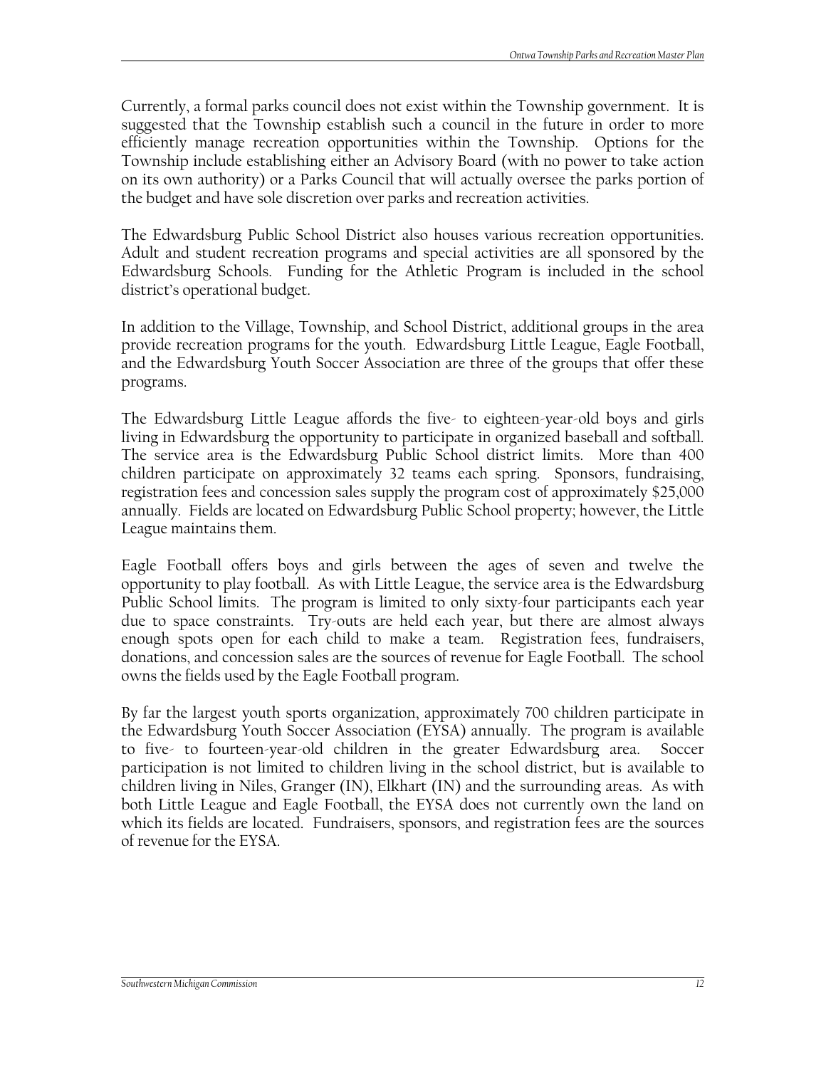Currently, a formal parks council does not exist within the Township government. It is suggested that the Township establish such a council in the future in order to more efficiently manage recreation opportunities within the Township. Options for the Township include establishing either an Advisory Board (with no power to take action on its own authority) or a Parks Council that will actually oversee the parks portion of the budget and have sole discretion over parks and recreation activities.

The Edwardsburg Public School District also houses various recreation opportunities. Adult and student recreation programs and special activities are all sponsored by the Edwardsburg Schools. Funding for the Athletic Program is included in the school district's operational budget.

In addition to the Village, Township, and School District, additional groups in the area provide recreation programs for the youth. Edwardsburg Little League, Eagle Football, and the Edwardsburg Youth Soccer Association are three of the groups that offer these programs.

The Edwardsburg Little League affords the five- to eighteen-year-old boys and girls living in Edwardsburg the opportunity to participate in organized baseball and softball. The service area is the Edwardsburg Public School district limits. More than 400 children participate on approximately 32 teams each spring. Sponsors, fundraising, registration fees and concession sales supply the program cost of approximately $25,000 annually. Fields are located on Edwardsburg Public School property; however, the Little League maintains them.

Eagle Football offers boys and girls between the ages of seven and twelve the opportunity to play football. As with Little League, the service area is the Edwardsburg Public School limits. The program is limited to only sixty-four participants each year due to space constraints. Try-outs are held each year, but there are almost always enough spots open for each child to make a team. Registration fees, fundraisers, donations, and concession sales are the sources of revenue for Eagle Football. The school owns the fields used by the Eagle Football program.

By far the largest youth sports organization, approximately 700 children participate in the Edwardsburg Youth Soccer Association (EYSA) annually. The program is available to five- to fourteen-year-old children in the greater Edwardsburg area. Soccer participation is not limited to children living in the school district, but is available to children living in Niles, Granger (IN), Elkhart (IN) and the surrounding areas. As with both Little League and Eagle Football, the EYSA does not currently own the land on which its fields are located. Fundraisers, sponsors, and registration fees are the sources of revenue for the EYSA.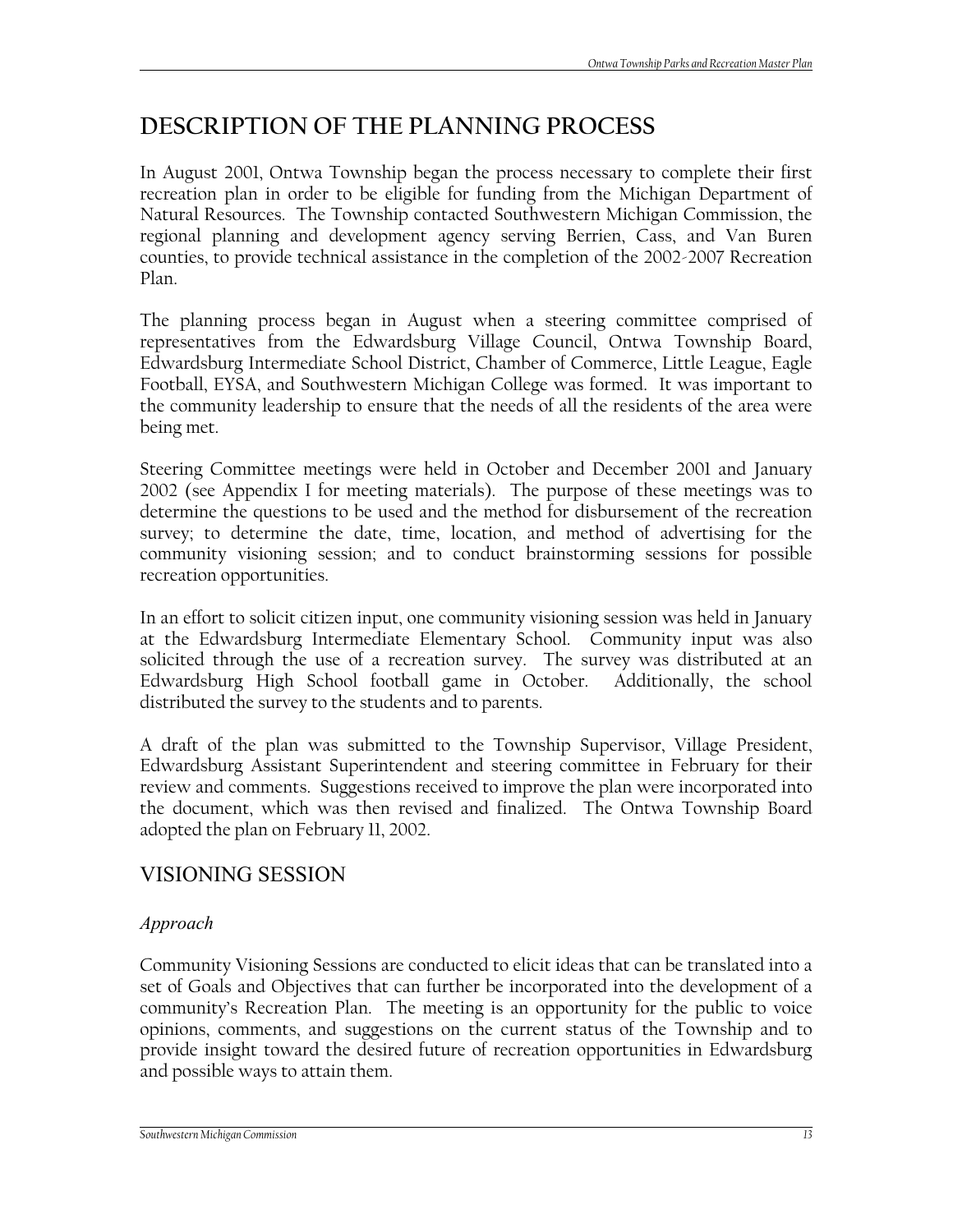# DESCRIPTION OF THE PLANNING PROCESS

In August 2001, Ontwa Township began the process necessary to complete their first recreation plan in order to be eligible for funding from the Michigan Department of Natural Resources. The Township contacted Southwestern Michigan Commission, the regional planning and development agency serving Berrien, Cass, and Van Buren counties, to provide technical assistance in the completion of the 2002-2007 Recreation Plan.

The planning process began in August when a steering committee comprised of representatives from the Edwardsburg Village Council, Ontwa Township Board, Edwardsburg Intermediate School District, Chamber of Commerce, Little League, Eagle Football, EYSA, and Southwestern Michigan College was formed. It was important to the community leadership to ensure that the needs of all the residents of the area were being met.

Steering Committee meetings were held in October and December 2001 and January 2002 (see Appendix I for meeting materials). The purpose of these meetings was to determine the questions to be used and the method for disbursement of the recreation survey; to determine the date, time, location, and method of advertising for the community visioning session; and to conduct brainstorming sessions for possible recreation opportunities.

In an effort to solicit citizen input, one community visioning session was held in January at the Edwardsburg Intermediate Elementary School. Community input was also solicited through the use of a recreation survey. The survey was distributed at an Edwardsburg High School football game in October. Additionally, the school distributed the survey to the students and to parents.

A draft of the plan was submitted to the Township Supervisor, Village President, Edwardsburg Assistant Superintendent and steering committee in February for their review and comments. Suggestions received to improve the plan were incorporated into the document, which was then revised and finalized. The Ontwa Township Board adopted the plan on February 11, 2002.

## VISIONING SESSION

### *Approach*

Community Visioning Sessions are conducted to elicit ideas that can be translated into a set of Goals and Objectives that can further be incorporated into the development of a community's Recreation Plan. The meeting is an opportunity for the public to voice opinions, comments, and suggestions on the current status of the Township and to provide insight toward the desired future of recreation opportunities in Edwardsburg and possible ways to attain them.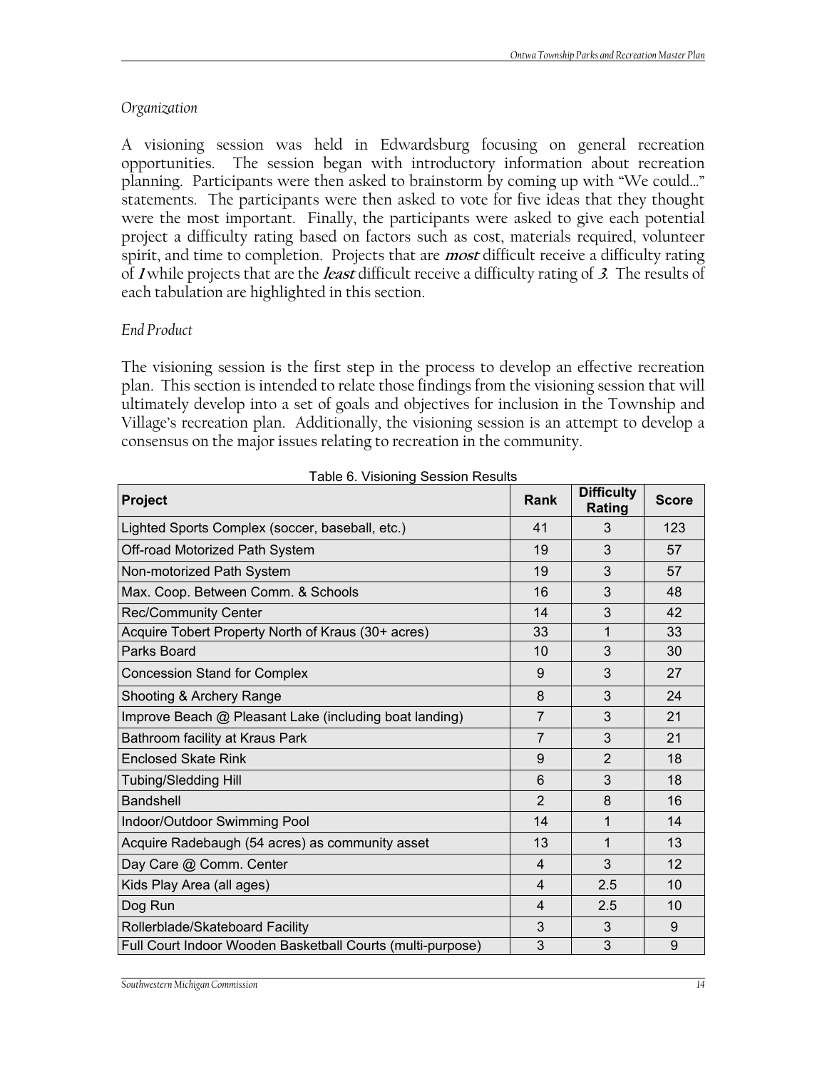*Organization*

A visioning session was held in Edwardsburg focusing on general recreation opportunities. The session began with introductory information about recreation planning. Participants were then asked to brainstorm by coming up with "We could…" statements. The participants were then asked to vote for five ideas that they thought were the most important. Finally, the participants were asked to give each potential project a difficulty rating based on factors such as cost, materials required, volunteer spirit, and time to completion. Projects that are ***most*** difficult receive a difficulty rating of ***1*** while projects that are the ***least*** difficult receive a difficulty rating of ***3***. The results of each tabulation are highlighted in this section.

*End Product*

The visioning session is the first step in the process to develop an effective recreation plan. This section is intended to relate those findings from the visioning session that will ultimately develop into a set of goals and objectives for inclusion in the Township and Village's recreation plan. Additionally, the visioning session is an attempt to develop a consensus on the major issues relating to recreation in the community.

Table 6. Visioning Session Results

| Project | Rank | Difficulty Rating | Score |
|---|---|---|---|
| Lighted Sports Complex (soccer, baseball, etc.) | 41 | 3 | 123 |
| Off-road Motorized Path System | 19 | 3 | 57 |
| Non-motorized Path System | 19 | 3 | 57 |
| Max. Coop. Between Comm. & Schools | 16 | 3 | 48 |
| Rec/Community Center | 14 | 3 | 42 |
| Acquire Tobert Property North of Kraus (30+ acres) | 33 | 1 | 33 |
| Parks Board | 10 | 3 | 30 |
| Concession Stand for Complex | 9 | 3 | 27 |
| Shooting & Archery Range | 8 | 3 | 24 |
| Improve Beach @ Pleasant Lake (including boat landing) | 7 | 3 | 21 |
| Bathroom facility at Kraus Park | 7 | 3 | 21 |
| Enclosed Skate Rink | 9 | 2 | 18 |
| Tubing/Sledding Hill | 6 | 3 | 18 |
| Bandshell | 2 | 8 | 16 |
| Indoor/Outdoor Swimming Pool | 14 | 1 | 14 |
| Acquire Radebaugh (54 acres) as community asset | 13 | 1 | 13 |
| Day Care @ Comm. Center | 4 | 3 | 12 |
| Kids Play Area (all ages) | 4 | 2.5 | 10 |
| Dog Run | 4 | 2.5 | 10 |
| Rollerblade/Skateboard Facility | 3 | 3 | 9 |
| Full Court Indoor Wooden Basketball Courts (multi-purpose) | 3 | 3 | 9 |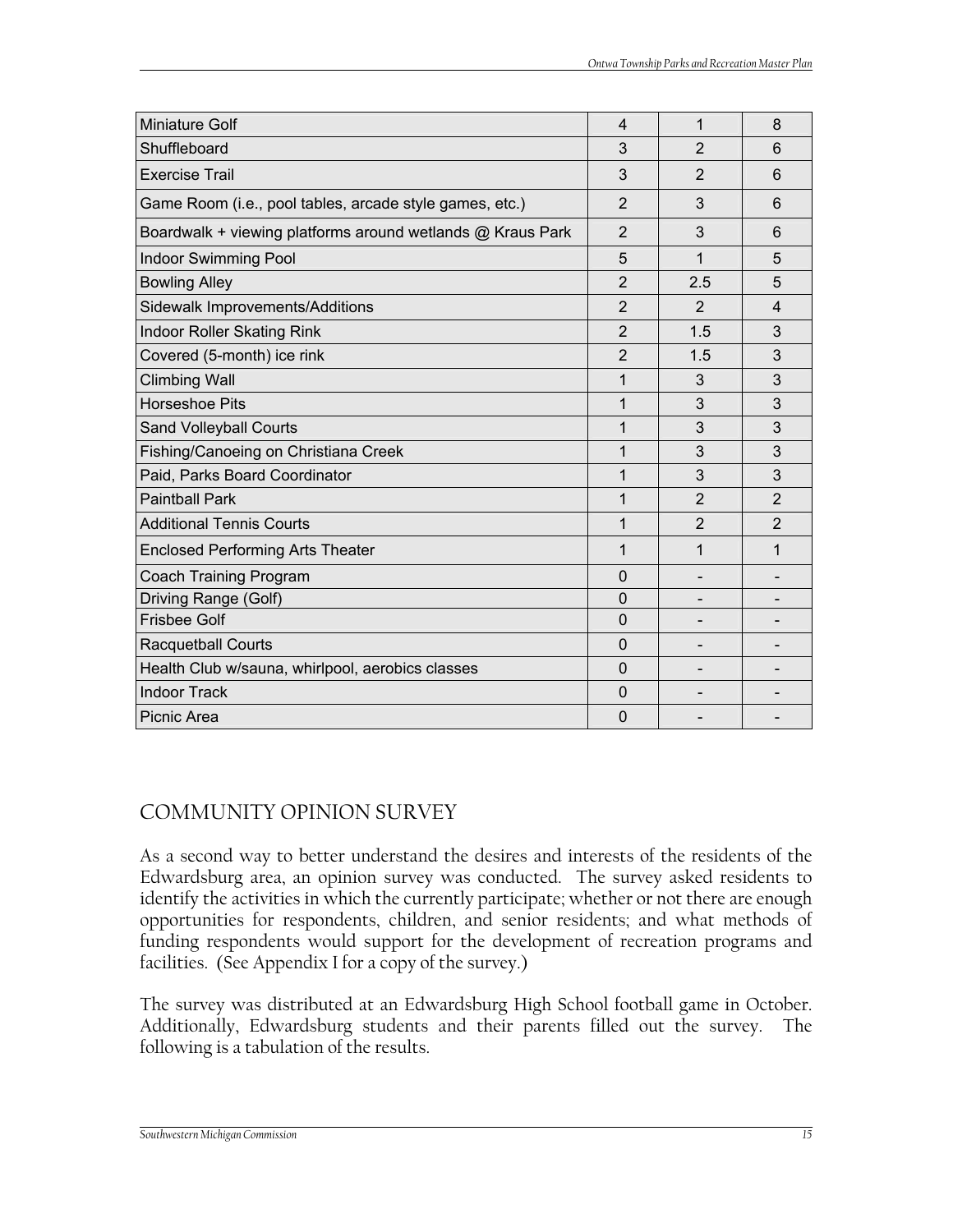| | | | |
|---|---|---|---|
| Miniature Golf | 4 | 1 | 8 |
| Shuffleboard | 3 | 2 | 6 |
| Exercise Trail | 3 | 2 | 6 |
| Game Room (i.e., pool tables, arcade style games, etc.) | 2 | 3 | 6 |
| Boardwalk + viewing platforms around wetlands @ Kraus Park | 2 | 3 | 6 |
| Indoor Swimming Pool | 5 | 1 | 5 |
| Bowling Alley | 2 | 2.5 | 5 |
| Sidewalk Improvements/Additions | 2 | 2 | 4 |
| Indoor Roller Skating Rink | 2 | 1.5 | 3 |
| Covered (5-month) ice rink | 2 | 1.5 | 3 |
| Climbing Wall | 1 | 3 | 3 |
| Horseshoe Pits | 1 | 3 | 3 |
| Sand Volleyball Courts | 1 | 3 | 3 |
| Fishing/Canoeing on Christiana Creek | 1 | 3 | 3 |
| Paid, Parks Board Coordinator | 1 | 3 | 3 |
| Paintball Park | 1 | 2 | 2 |
| Additional Tennis Courts | 1 | 2 | 2 |
| Enclosed Performing Arts Theater | 1 | 1 | 1 |
| Coach Training Program | 0 | - | - |
| Driving Range (Golf) | 0 | - | - |
| Frisbee Golf | 0 | - | - |
| Racquetball Courts | 0 | - | - |
| Health Club w/sauna, whirlpool, aerobics classes | 0 | - | - |
| Indoor Track | 0 | - | - |
| Picnic Area | 0 | - | - |

## COMMUNITY OPINION SURVEY

As a second way to better understand the desires and interests of the residents of the Edwardsburg area, an opinion survey was conducted. The survey asked residents to identify the activities in which the currently participate; whether or not there are enough opportunities for respondents, children, and senior residents; and what methods of funding respondents would support for the development of recreation programs and facilities. (See Appendix I for a copy of the survey.)

The survey was distributed at an Edwardsburg High School football game in October. Additionally, Edwardsburg students and their parents filled out the survey. The following is a tabulation of the results.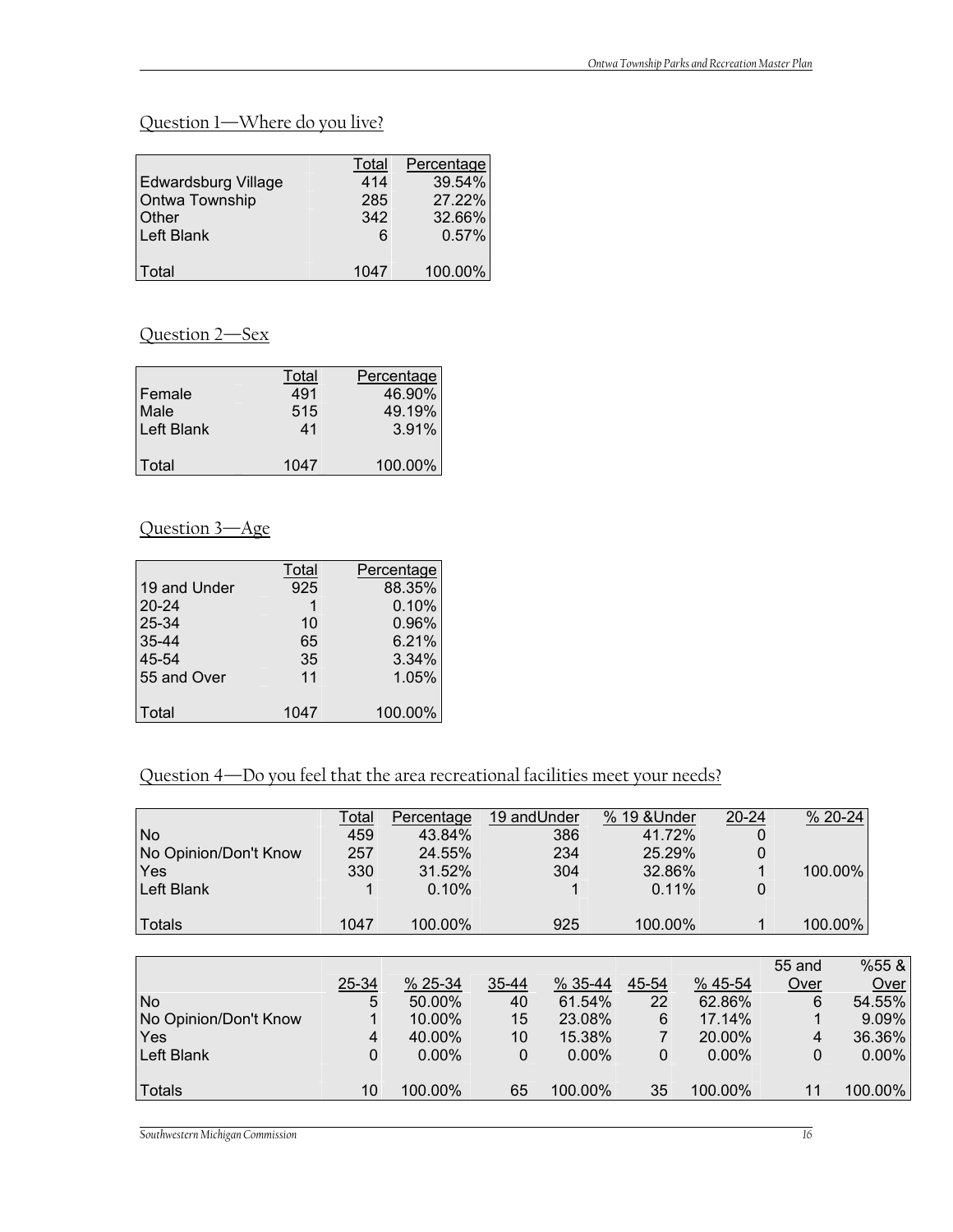## Question 1—Where do you live?

| | Total | Percentage |
|---|---|---|
| Edwardsburg Village | 414 | 39.54% |
| Ontwa Township | 285 | 27.22% |
| Other | 342 | 32.66% |
| Left Blank | 6 | 0.57% |
| Total | 1047 | 100.00% |

## Question 2—Sex

| | Total | Percentage |
|---|---|---|
| Female | 491 | 46.90% |
| Male | 515 | 49.19% |
| Left Blank | 41 | 3.91% |
| Total | 1047 | 100.00% |

## Question 3—Age

| | Total | Percentage |
|---|---|---|
| 19 and Under | 925 | 88.35% |
| 20-24 | 1 | 0.10% |
| 25-34 | 10 | 0.96% |
| 35-44 | 65 | 6.21% |
| 45-54 | 35 | 3.34% |
| 55 and Over | 11 | 1.05% |
| Total | 1047 | 100.00% |

## Question 4—Do you feel that the area recreational facilities meet your needs?

| | Total | Percentage | 19 andUnder | % 19 &Under | 20-24 | % 20-24 |
|---|---|---|---|---|---|---|
| No | 459 | 43.84% | 386 | 41.72% | 0 | |
| No Opinion/Don't Know | 257 | 24.55% | 234 | 25.29% | 0 | |
| Yes | 330 | 31.52% | 304 | 32.86% | 1 | 100.00% |
| Left Blank | 1 | 0.10% | 1 | 0.11% | 0 | |
| Totals | 1047 | 100.00% | 925 | 100.00% | 1 | 100.00% |

| | 25-34 | % 25-34 | 35-44 | % 35-44 | 45-54 | % 45-54 | 55 and Over | %55 & Over |
|---|---|---|---|---|---|---|---|---|
| No | 5 | 50.00% | 40 | 61.54% | 22 | 62.86% | 6 | 54.55% |
| No Opinion/Don't Know | 1 | 10.00% | 15 | 23.08% | 6 | 17.14% | 1 | 9.09% |
| Yes | 4 | 40.00% | 10 | 15.38% | 7 | 20.00% | 4 | 36.36% |
| Left Blank | 0 | 0.00% | 0 | 0.00% | 0 | 0.00% | 0 | 0.00% |
| Totals | 10 | 100.00% | 65 | 100.00% | 35 | 100.00% | 11 | 100.00% |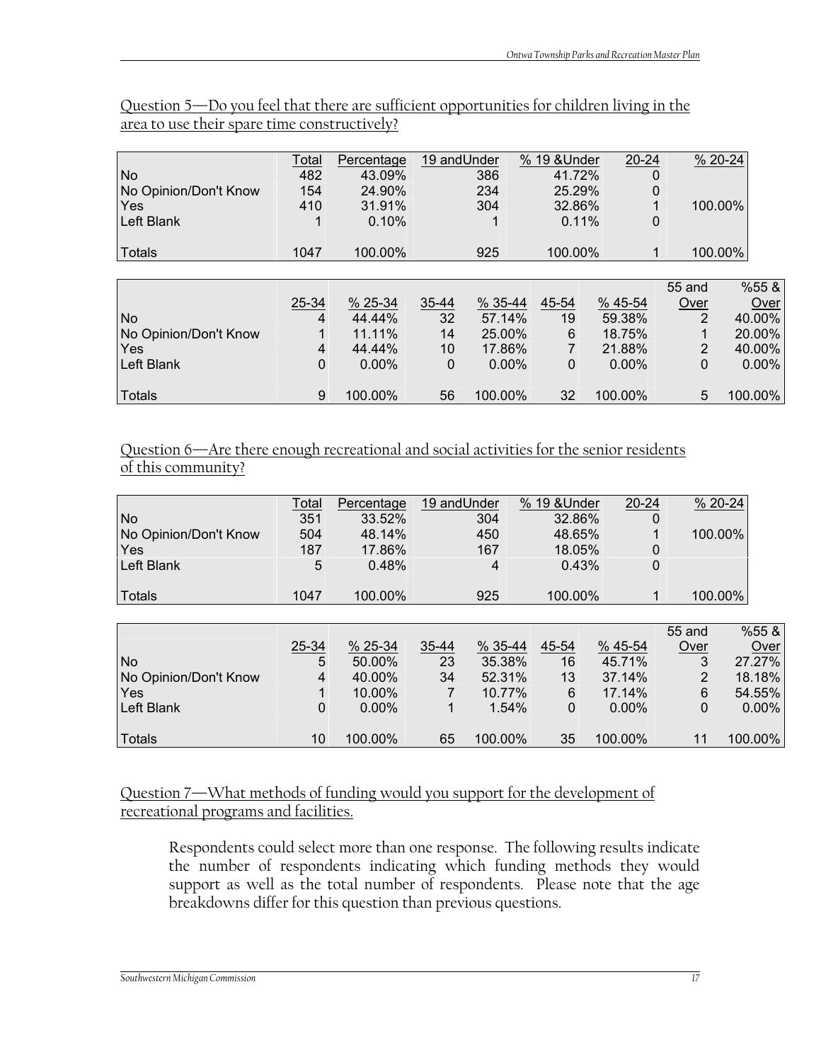<u>Question 5—Do you feel that there are sufficient opportunities for children living in the area to use their spare time constructively?</u>

| | Total | Percentage | 19 andUnder | % 19 &Under | 20-24 | % 20-24 |
|---|---|---|---|---|---|---|
| No | 482 | 43.09% | 386 | 41.72% | 0 | |
| No Opinion/Don't Know | 154 | 24.90% | 234 | 25.29% | 0 | |
| Yes | 410 | 31.91% | 304 | 32.86% | 1 | 100.00% |
| Left Blank | 1 | 0.10% | 1 | 0.11% | 0 | |
| Totals | 1047 | 100.00% | 925 | 100.00% | 1 | 100.00% |

| | 25-34 | % 25-34 | 35-44 | % 35-44 | 45-54 | % 45-54 | 55 and Over | %55 & Over |
|---|---|---|---|---|---|---|---|---|
| No | 4 | 44.44% | 32 | 57.14% | 19 | 59.38% | 2 | 40.00% |
| No Opinion/Don't Know | 1 | 11.11% | 14 | 25.00% | 6 | 18.75% | 1 | 20.00% |
| Yes | 4 | 44.44% | 10 | 17.86% | 7 | 21.88% | 2 | 40.00% |
| Left Blank | 0 | 0.00% | 0 | 0.00% | 0 | 0.00% | 0 | 0.00% |
| Totals | 9 | 100.00% | 56 | 100.00% | 32 | 100.00% | 5 | 100.00% |

<u>Question 6—Are there enough recreational and social activities for the senior residents of this community?</u>

| | Total | Percentage | 19 andUnder | % 19 &Under | 20-24 | % 20-24 |
|---|---|---|---|---|---|---|
| No | 351 | 33.52% | 304 | 32.86% | 0 | |
| No Opinion/Don't Know | 504 | 48.14% | 450 | 48.65% | 1 | 100.00% |
| Yes | 187 | 17.86% | 167 | 18.05% | 0 | |
| Left Blank | 5 | 0.48% | 4 | 0.43% | 0 | |
| Totals | 1047 | 100.00% | 925 | 100.00% | 1 | 100.00% |

| | 25-34 | % 25-34 | 35-44 | % 35-44 | 45-54 | % 45-54 | 55 and Over | %55 & Over |
|---|---|---|---|---|---|---|---|---|
| No | 5 | 50.00% | 23 | 35.38% | 16 | 45.71% | 3 | 27.27% |
| No Opinion/Don't Know | 4 | 40.00% | 34 | 52.31% | 13 | 37.14% | 2 | 18.18% |
| Yes | 1 | 10.00% | 7 | 10.77% | 6 | 17.14% | 6 | 54.55% |
| Left Blank | 0 | 0.00% | 1 | 1.54% | 0 | 0.00% | 0 | 0.00% |
| Totals | 10 | 100.00% | 65 | 100.00% | 35 | 100.00% | 11 | 100.00% |

<u>Question 7—What methods of funding would you support for the development of recreational programs and facilities.</u>

Respondents could select more than one response. The following results indicate the number of respondents indicating which funding methods they would support as well as the total number of respondents. Please note that the age breakdowns differ for this question than previous questions.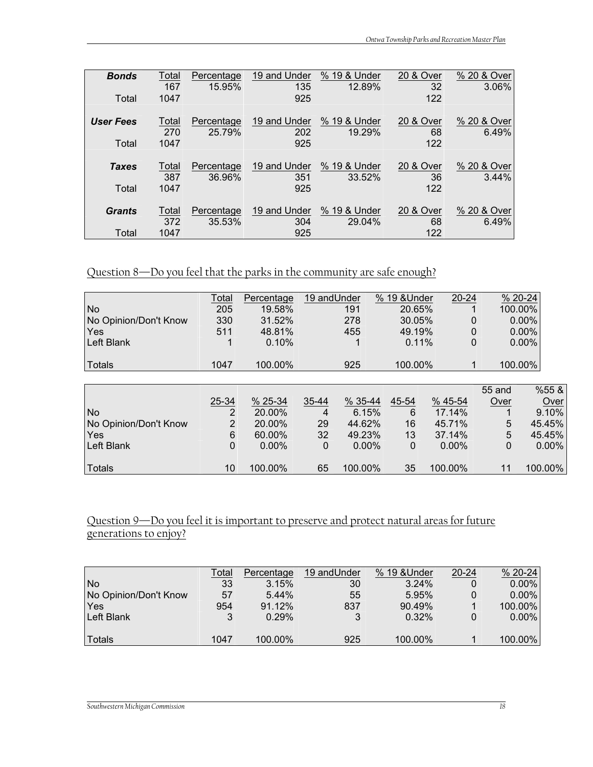| ***Bonds*** | Total | Percentage | 19 and Under | % 19 & Under | 20 & Over | % 20 & Over |
|---|---|---|---|---|---|---|
| | 167 | 15.95% | 135 | 12.89% | 32 | 3.06% |
| Total | 1047 | | 925 | | 122 | |
| ***User Fees*** | Total | Percentage | 19 and Under | % 19 & Under | 20 & Over | % 20 & Over |
| | 270 | 25.79% | 202 | 19.29% | 68 | 6.49% |
| Total | 1047 | | 925 | | 122 | |
| ***Taxes*** | Total | Percentage | 19 and Under | % 19 & Under | 20 & Over | % 20 & Over |
| | 387 | 36.96% | 351 | 33.52% | 36 | 3.44% |
| Total | 1047 | | 925 | | 122 | |
| ***Grants*** | Total | Percentage | 19 and Under | % 19 & Under | 20 & Over | % 20 & Over |
| | 372 | 35.53% | 304 | 29.04% | 68 | 6.49% |
| Total | 1047 | | 925 | | 122 | |

## Question 8—Do you feel that the parks in the community are safe enough?

| | Total | Percentage | 19 andUnder | % 19 &Under | 20-24 | % 20-24 |
|---|---|---|---|---|---|---|
| No | 205 | 19.58% | 191 | 20.65% | 1 | 100.00% |
| No Opinion/Don't Know | 330 | 31.52% | 278 | 30.05% | 0 | 0.00% |
| Yes | 511 | 48.81% | 455 | 49.19% | 0 | 0.00% |
| Left Blank | 1 | 0.10% | 1 | 0.11% | 0 | 0.00% |
| Totals | 1047 | 100.00% | 925 | 100.00% | 1 | 100.00% |

| | 25-34 | % 25-34 | 35-44 | % 35-44 | 45-54 | % 45-54 | 55 and Over | %55 & Over |
|---|---|---|---|---|---|---|---|---|
| No | 2 | 20.00% | 4 | 6.15% | 6 | 17.14% | 1 | 9.10% |
| No Opinion/Don't Know | 2 | 20.00% | 29 | 44.62% | 16 | 45.71% | 5 | 45.45% |
| Yes | 6 | 60.00% | 32 | 49.23% | 13 | 37.14% | 5 | 45.45% |
| Left Blank | 0 | 0.00% | 0 | 0.00% | 0 | 0.00% | 0 | 0.00% |
| Totals | 10 | 100.00% | 65 | 100.00% | 35 | 100.00% | 11 | 100.00% |

## Question 9—Do you feel it is important to preserve and protect natural areas for future generations to enjoy?

| | Total | Percentage | 19 andUnder | % 19 &Under | 20-24 | % 20-24 |
|---|---|---|---|---|---|---|
| No | 33 | 3.15% | 30 | 3.24% | 0 | 0.00% |
| No Opinion/Don't Know | 57 | 5.44% | 55 | 5.95% | 0 | 0.00% |
| Yes | 954 | 91.12% | 837 | 90.49% | 1 | 100.00% |
| Left Blank | 3 | 0.29% | 3 | 0.32% | 0 | 0.00% |
| Totals | 1047 | 100.00% | 925 | 100.00% | 1 | 100.00% |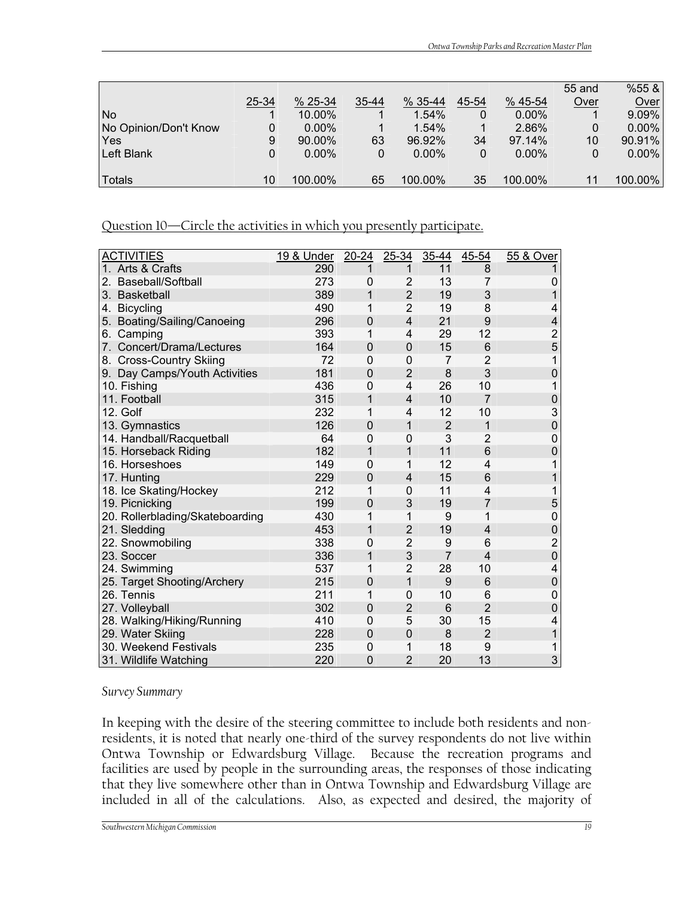| | 25-34 | % 25-34 | 35-44 | % 35-44 | 45-54 | % 45-54 | 55 and Over | %55 & Over |
|---|---|---|---|---|---|---|---|---|
| No | 1 | 10.00% | 1 | 1.54% | 0 | 0.00% | 1 | 9.09% |
| No Opinion/Don't Know | 0 | 0.00% | 1 | 1.54% | 1 | 2.86% | 0 | 0.00% |
| Yes | 9 | 90.00% | 63 | 96.92% | 34 | 97.14% | 10 | 90.91% |
| Left Blank | 0 | 0.00% | 0 | 0.00% | 0 | 0.00% | 0 | 0.00% |
| Totals | 10 | 100.00% | 65 | 100.00% | 35 | 100.00% | 11 | 100.00% |

Question 10—Circle the activities in which you presently participate.

| ACTIVITIES | 19 & Under | 20-24 | 25-34 | 35-44 | 45-54 | 55 & Over |
|---|---|---|---|---|---|---|
| 1. Arts & Crafts | 290 | 1 | 1 | 11 | 8 | 1 |
| 2. Baseball/Softball | 273 | 0 | 2 | 13 | 7 | 0 |
| 3. Basketball | 389 | 1 | 2 | 19 | 3 | 1 |
| 4. Bicycling | 490 | 1 | 2 | 19 | 8 | 4 |
| 5. Boating/Sailing/Canoeing | 296 | 0 | 4 | 21 | 9 | 4 |
| 6. Camping | 393 | 1 | 4 | 29 | 12 | 2 |
| 7. Concert/Drama/Lectures | 164 | 0 | 0 | 15 | 6 | 5 |
| 8. Cross-Country Skiing | 72 | 0 | 0 | 7 | 2 | 1 |
| 9. Day Camps/Youth Activities | 181 | 0 | 2 | 8 | 3 | 0 |
| 10. Fishing | 436 | 0 | 4 | 26 | 10 | 1 |
| 11. Football | 315 | 1 | 4 | 10 | 7 | 0 |
| 12. Golf | 232 | 1 | 4 | 12 | 10 | 3 |
| 13. Gymnastics | 126 | 0 | 1 | 2 | 1 | 0 |
| 14. Handball/Racquetball | 64 | 0 | 0 | 3 | 2 | 0 |
| 15. Horseback Riding | 182 | 1 | 1 | 11 | 6 | 0 |
| 16. Horseshoes | 149 | 0 | 1 | 12 | 4 | 1 |
| 17. Hunting | 229 | 0 | 4 | 15 | 6 | 1 |
| 18. Ice Skating/Hockey | 212 | 1 | 0 | 11 | 4 | 1 |
| 19. Picnicking | 199 | 0 | 3 | 19 | 7 | 5 |
| 20. Rollerblading/Skateboarding | 430 | 1 | 1 | 9 | 1 | 0 |
| 21. Sledding | 453 | 1 | 2 | 19 | 4 | 0 |
| 22. Snowmobiling | 338 | 0 | 2 | 9 | 6 | 2 |
| 23. Soccer | 336 | 1 | 3 | 7 | 4 | 0 |
| 24. Swimming | 537 | 1 | 2 | 28 | 10 | 4 |
| 25. Target Shooting/Archery | 215 | 0 | 1 | 9 | 6 | 0 |
| 26. Tennis | 211 | 1 | 0 | 10 | 6 | 0 |
| 27. Volleyball | 302 | 0 | 2 | 6 | 2 | 0 |
| 28. Walking/Hiking/Running | 410 | 0 | 5 | 30 | 15 | 4 |
| 29. Water Skiing | 228 | 0 | 0 | 8 | 2 | 1 |
| 30. Weekend Festivals | 235 | 0 | 1 | 18 | 9 | 1 |
| 31. Wildlife Watching | 220 | 0 | 2 | 20 | 13 | 3 |

*Survey Summary*

In keeping with the desire of the steering committee to include both residents and non-residents, it is noted that nearly one-third of the survey respondents do not live within Ontwa Township or Edwardsburg Village. Because the recreation programs and facilities are used by people in the surrounding areas, the responses of those indicating that they live somewhere other than in Ontwa Township and Edwardsburg Village are included in all of the calculations. Also, as expected and desired, the majority of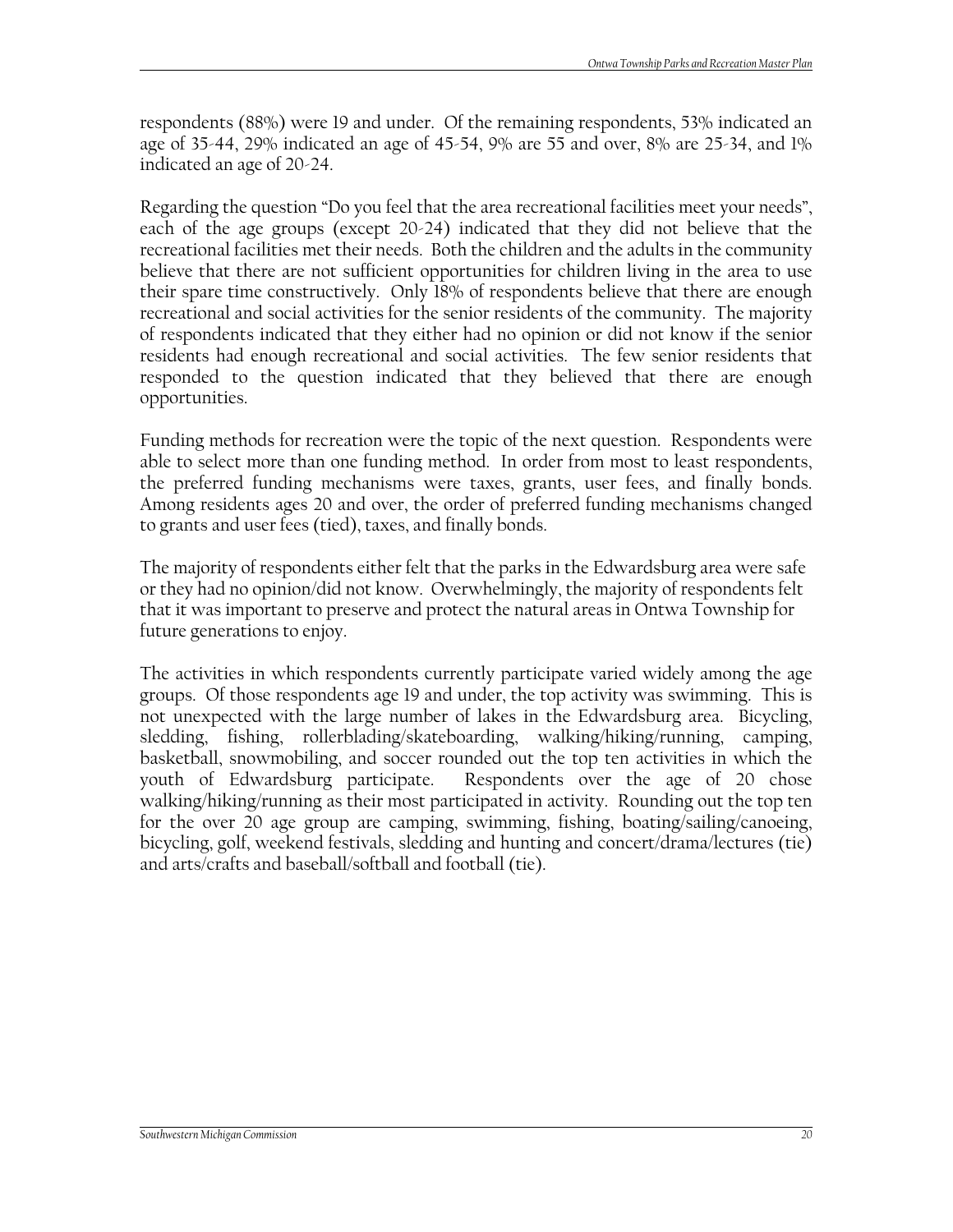respondents (88%) were 19 and under. Of the remaining respondents, 53% indicated an age of 35-44, 29% indicated an age of 45-54, 9% are 55 and over, 8% are 25-34, and 1% indicated an age of 20-24.

Regarding the question "Do you feel that the area recreational facilities meet your needs", each of the age groups (except 20-24) indicated that they did not believe that the recreational facilities met their needs. Both the children and the adults in the community believe that there are not sufficient opportunities for children living in the area to use their spare time constructively. Only 18% of respondents believe that there are enough recreational and social activities for the senior residents of the community. The majority of respondents indicated that they either had no opinion or did not know if the senior residents had enough recreational and social activities. The few senior residents that responded to the question indicated that they believed that there are enough opportunities.

Funding methods for recreation were the topic of the next question. Respondents were able to select more than one funding method. In order from most to least respondents, the preferred funding mechanisms were taxes, grants, user fees, and finally bonds. Among residents ages 20 and over, the order of preferred funding mechanisms changed to grants and user fees (tied), taxes, and finally bonds.

The majority of respondents either felt that the parks in the Edwardsburg area were safe or they had no opinion/did not know. Overwhelmingly, the majority of respondents felt that it was important to preserve and protect the natural areas in Ontwa Township for future generations to enjoy.

The activities in which respondents currently participate varied widely among the age groups. Of those respondents age 19 and under, the top activity was swimming. This is not unexpected with the large number of lakes in the Edwardsburg area. Bicycling, sledding, fishing, rollerblading/skateboarding, walking/hiking/running, camping, basketball, snowmobiling, and soccer rounded out the top ten activities in which the youth of Edwardsburg participate. Respondents over the age of 20 chose walking/hiking/running as their most participated in activity. Rounding out the top ten for the over 20 age group are camping, swimming, fishing, boating/sailing/canoeing, bicycling, golf, weekend festivals, sledding and hunting and concert/drama/lectures (tie) and arts/crafts and baseball/softball and football (tie).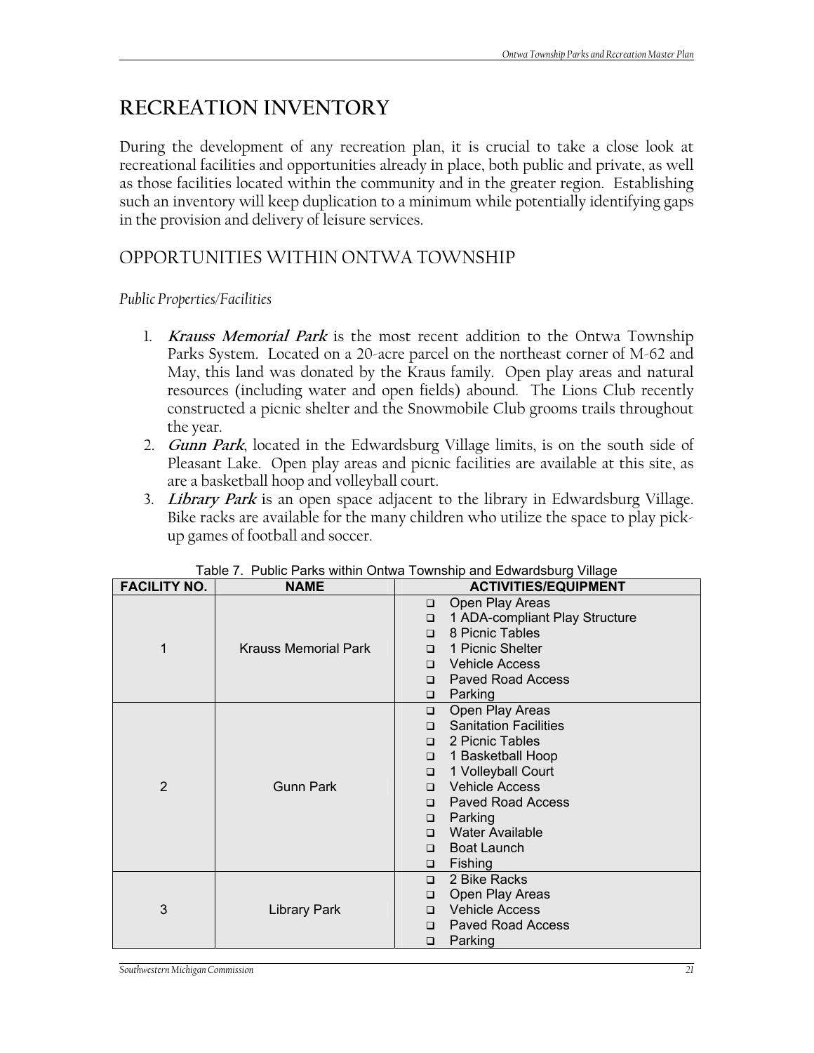# RECREATION INVENTORY

During the development of any recreation plan, it is crucial to take a close look at recreational facilities and opportunities already in place, both public and private, as well as those facilities located within the community and in the greater region. Establishing such an inventory will keep duplication to a minimum while potentially identifying gaps in the provision and delivery of leisure services.

## OPPORTUNITIES WITHIN ONTWA TOWNSHIP

### *Public Properties/Facilities*

1. ***Krauss Memorial Park*** is the most recent addition to the Ontwa Township Parks System. Located on a 20-acre parcel on the northeast corner of M-62 and May, this land was donated by the Kraus family. Open play areas and natural resources (including water and open fields) abound. The Lions Club recently constructed a picnic shelter and the Snowmobile Club grooms trails throughout the year.
2. ***Gunn Park***, located in the Edwardsburg Village limits, is on the south side of Pleasant Lake. Open play areas and picnic facilities are available at this site, as are a basketball hoop and volleyball court.
3. ***Library Park*** is an open space adjacent to the library in Edwardsburg Village. Bike racks are available for the many children who utilize the space to play pick-up games of football and soccer.

Table 7. Public Parks within Ontwa Township and Edwardsburg Village

| FACILITY NO. | NAME | ACTIVITIES/EQUIPMENT |
|---|---|---|
| 1 | Krauss Memorial Park | ❑ Open Play Areas<br>❑ 1 ADA-compliant Play Structure<br>❑ 8 Picnic Tables<br>❑ 1 Picnic Shelter<br>❑ Vehicle Access<br>❑ Paved Road Access<br>❑ Parking |
| 2 | Gunn Park | ❑ Open Play Areas<br>❑ Sanitation Facilities<br>❑ 2 Picnic Tables<br>❑ 1 Basketball Hoop<br>❑ 1 Volleyball Court<br>❑ Vehicle Access<br>❑ Paved Road Access<br>❑ Parking<br>❑ Water Available<br>❑ Boat Launch<br>❑ Fishing |
| 3 | Library Park | ❑ 2 Bike Racks<br>❑ Open Play Areas<br>❑ Vehicle Access<br>❑ Paved Road Access<br>❑ Parking |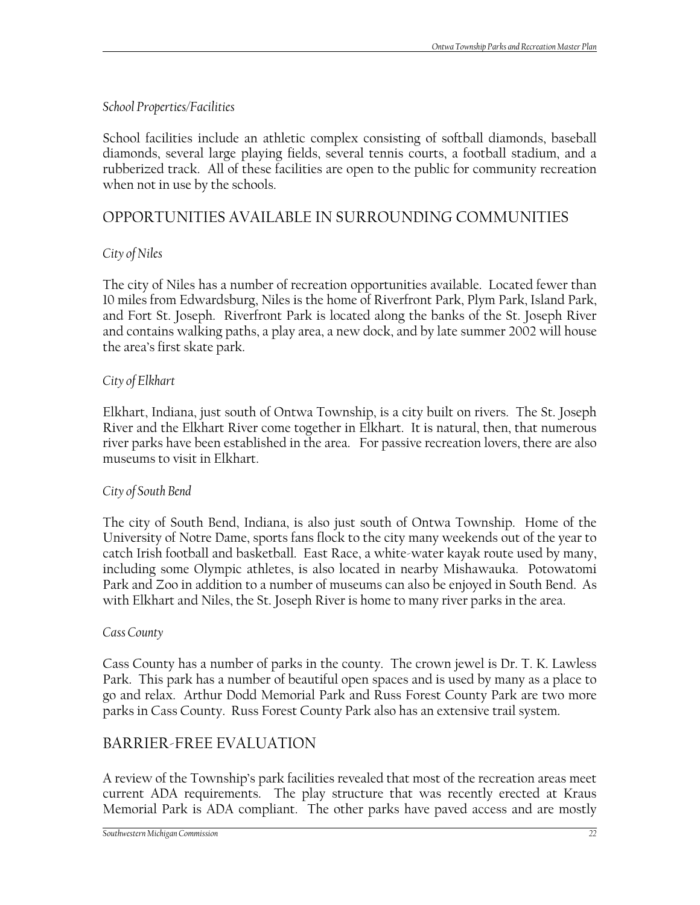*School Properties/Facilities*

School facilities include an athletic complex consisting of softball diamonds, baseball diamonds, several large playing fields, several tennis courts, a football stadium, and a rubberized track. All of these facilities are open to the public for community recreation when not in use by the schools.

## OPPORTUNITIES AVAILABLE IN SURROUNDING COMMUNITIES

*City of Niles*

The city of Niles has a number of recreation opportunities available. Located fewer than 10 miles from Edwardsburg, Niles is the home of Riverfront Park, Plym Park, Island Park, and Fort St. Joseph. Riverfront Park is located along the banks of the St. Joseph River and contains walking paths, a play area, a new dock, and by late summer 2002 will house the area's first skate park.

*City of Elkhart*

Elkhart, Indiana, just south of Ontwa Township, is a city built on rivers. The St. Joseph River and the Elkhart River come together in Elkhart. It is natural, then, that numerous river parks have been established in the area. For passive recreation lovers, there are also museums to visit in Elkhart.

*City of South Bend*

The city of South Bend, Indiana, is also just south of Ontwa Township. Home of the University of Notre Dame, sports fans flock to the city many weekends out of the year to catch Irish football and basketball. East Race, a white-water kayak route used by many, including some Olympic athletes, is also located in nearby Mishawauka. Potowatomi Park and Zoo in addition to a number of museums can also be enjoyed in South Bend. As with Elkhart and Niles, the St. Joseph River is home to many river parks in the area.

*Cass County*

Cass County has a number of parks in the county. The crown jewel is Dr. T. K. Lawless Park. This park has a number of beautiful open spaces and is used by many as a place to go and relax. Arthur Dodd Memorial Park and Russ Forest County Park are two more parks in Cass County. Russ Forest County Park also has an extensive trail system.

## BARRIER-FREE EVALUATION

A review of the Township's park facilities revealed that most of the recreation areas meet current ADA requirements. The play structure that was recently erected at Kraus Memorial Park is ADA compliant. The other parks have paved access and are mostly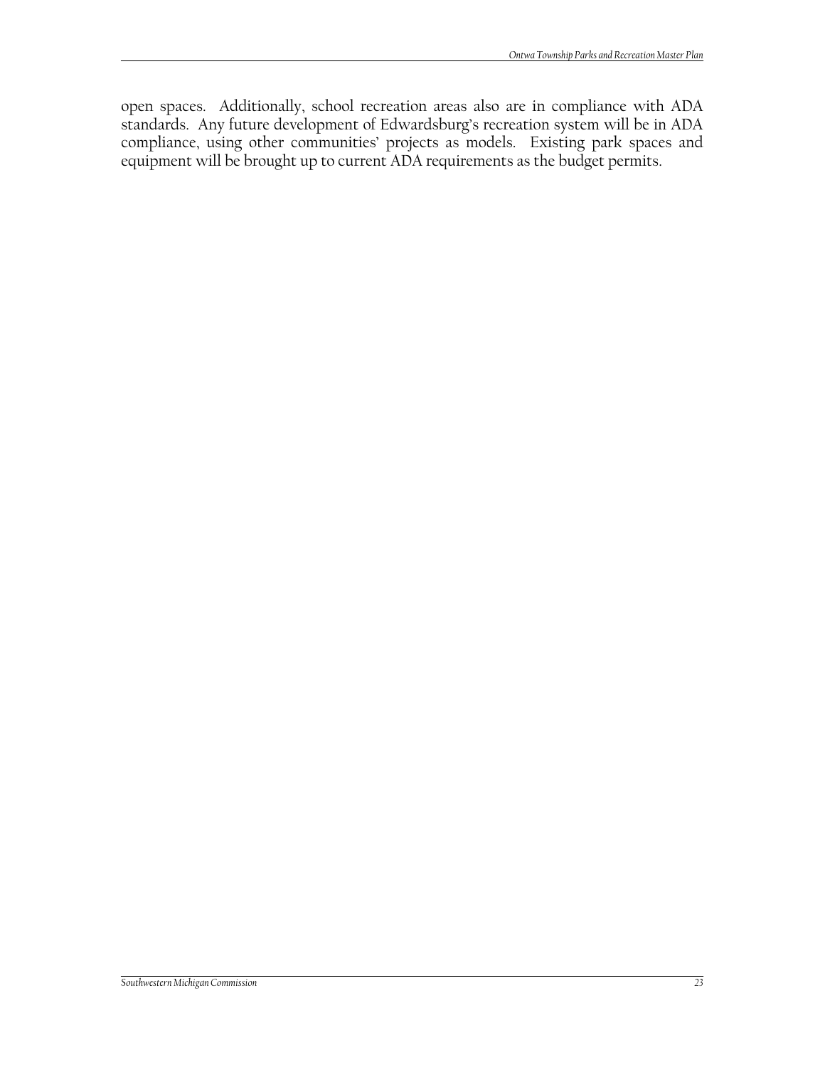open spaces. Additionally, school recreation areas also are in compliance with ADA standards. Any future development of Edwardsburg's recreation system will be in ADA compliance, using other communities' projects as models. Existing park spaces and equipment will be brought up to current ADA requirements as the budget permits.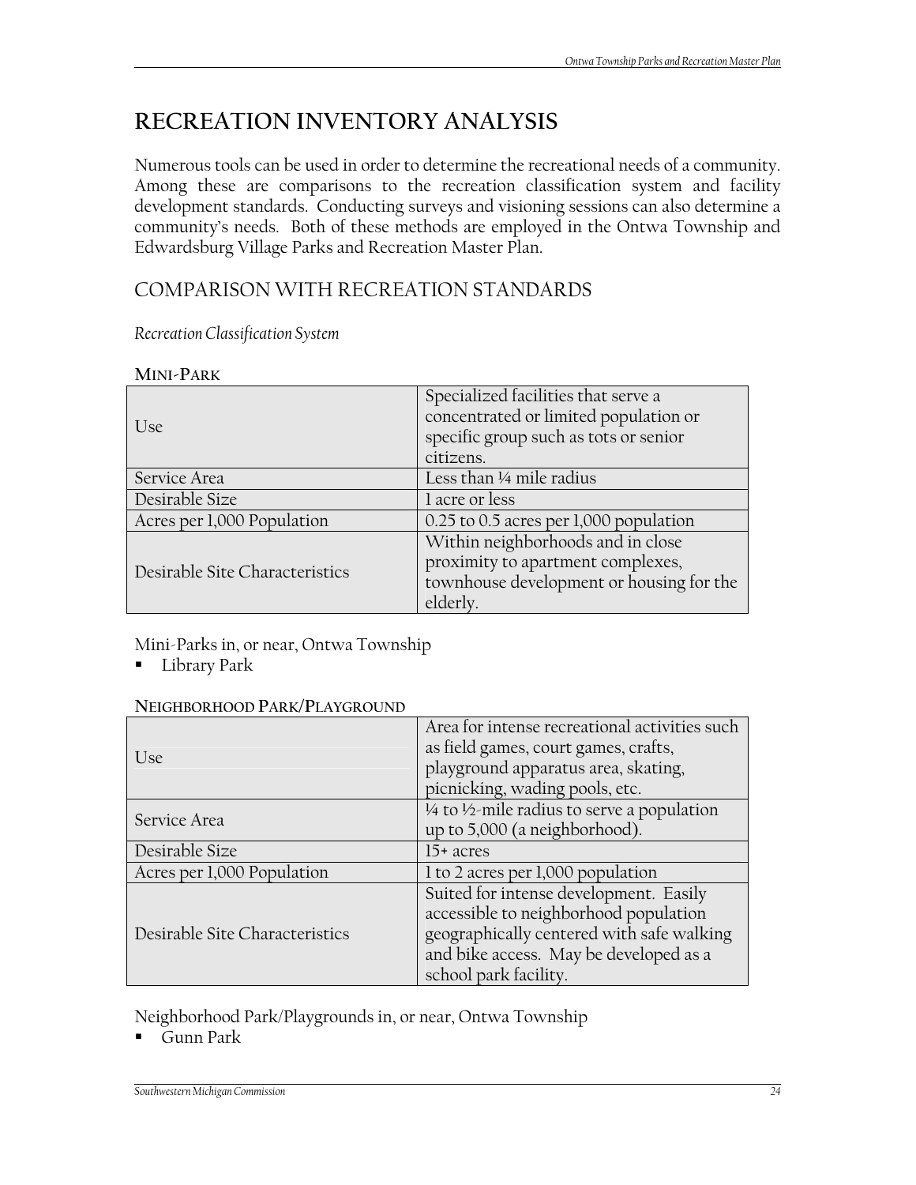# RECREATION INVENTORY ANALYSIS

Numerous tools can be used in order to determine the recreational needs of a community. Among these are comparisons to the recreation classification system and facility development standards. Conducting surveys and visioning sessions can also determine a community's needs. Both of these methods are employed in the Ontwa Township and Edwardsburg Village Parks and Recreation Master Plan.

## COMPARISON WITH RECREATION STANDARDS

*Recreation Classification System*

**MINI-PARK**

| | |
|---|---|
| Use | Specialized facilities that serve a concentrated or limited population or specific group such as tots or senior citizens. |
| Service Area | Less than ¼ mile radius |
| Desirable Size | 1 acre or less |
| Acres per 1,000 Population | 0.25 to 0.5 acres per 1,000 population |
| Desirable Site Characteristics | Within neighborhoods and in close proximity to apartment complexes, townhouse development or housing for the elderly. |

Mini-Parks in, or near, Ontwa Township

- Library Park

**NEIGHBORHOOD PARK/PLAYGROUND**

| | |
|---|---|
| Use | Area for intense recreational activities such as field games, court games, crafts, playground apparatus area, skating, picnicking, wading pools, etc. |
| Service Area | ¼ to ½-mile radius to serve a population up to 5,000 (a neighborhood). |
| Desirable Size | 15+ acres |
| Acres per 1,000 Population | 1 to 2 acres per 1,000 population |
| Desirable Site Characteristics | Suited for intense development. Easily accessible to neighborhood population geographically centered with safe walking and bike access. May be developed as a school park facility. |

Neighborhood Park/Playgrounds in, or near, Ontwa Township

- Gunn Park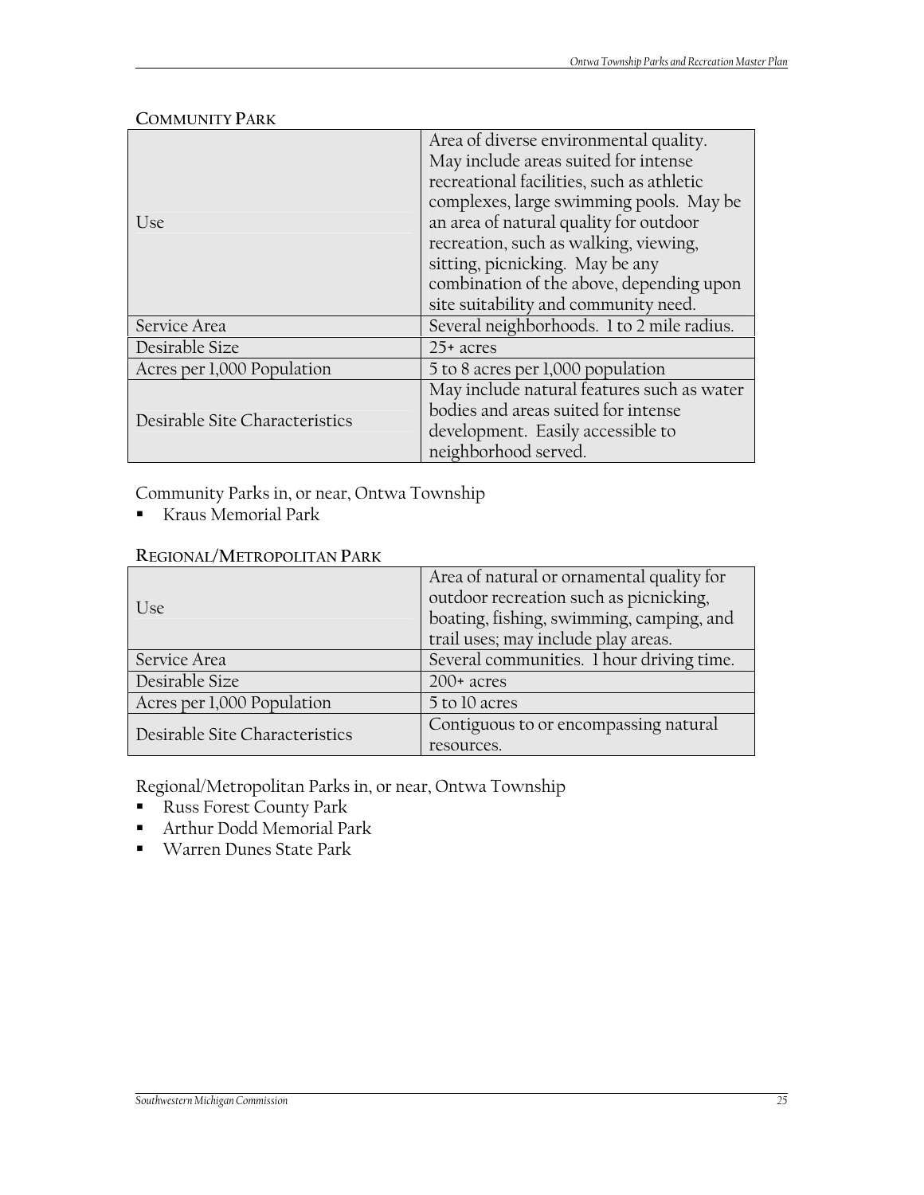### Community Park

| | |
|---|---|
| Use | Area of diverse environmental quality. May include areas suited for intense recreational facilities, such as athletic complexes, large swimming pools. May be an area of natural quality for outdoor recreation, such as walking, viewing, sitting, picnicking. May be any combination of the above, depending upon site suitability and community need. |
| Service Area | Several neighborhoods. 1 to 2 mile radius. |
| Desirable Size | 25+ acres |
| Acres per 1,000 Population | 5 to 8 acres per 1,000 population |
| Desirable Site Characteristics | May include natural features such as water bodies and areas suited for intense development. Easily accessible to neighborhood served. |

Community Parks in, or near, Ontwa Township

- Kraus Memorial Park

### Regional/Metropolitan Park

| | |
|---|---|
| Use | Area of natural or ornamental quality for outdoor recreation such as picnicking, boating, fishing, swimming, camping, and trail uses; may include play areas. |
| Service Area | Several communities. 1 hour driving time. |
| Desirable Size | 200+ acres |
| Acres per 1,000 Population | 5 to 10 acres |
| Desirable Site Characteristics | Contiguous to or encompassing natural resources. |

Regional/Metropolitan Parks in, or near, Ontwa Township

- Russ Forest County Park
- Arthur Dodd Memorial Park
- Warren Dunes State Park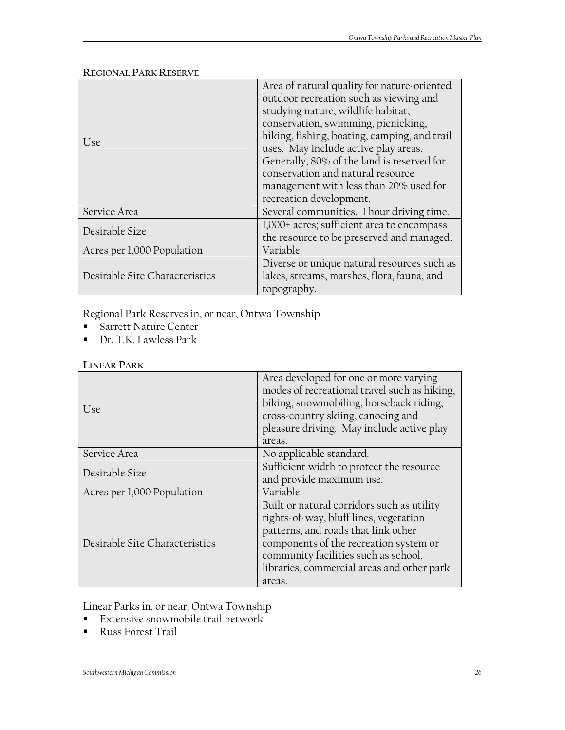### Regional Park Reserve

| | |
|---|---|
| Use | Area of natural quality for nature-oriented outdoor recreation such as viewing and studying nature, wildlife habitat, conservation, swimming, picnicking, hiking, fishing, boating, camping, and trail uses. May include active play areas. Generally, 80% of the land is reserved for conservation and natural resource management with less than 20% used for recreation development. |
| Service Area | Several communities. 1 hour driving time. |
| Desirable Size | 1,000+ acres; sufficient area to encompass the resource to be preserved and managed. |
| Acres per 1,000 Population | Variable |
| Desirable Site Characteristics | Diverse or unique natural resources such as lakes, streams, marshes, flora, fauna, and topography. |

Regional Park Reserves in, or near, Ontwa Township

- Sarrett Nature Center
- Dr. T.K. Lawless Park

### Linear Park

| | |
|---|---|
| Use | Area developed for one or more varying modes of recreational travel such as hiking, biking, snowmobiling, horseback riding, cross-country skiing, canoeing and pleasure driving. May include active play areas. |
| Service Area | No applicable standard. |
| Desirable Size | Sufficient width to protect the resource and provide maximum use. |
| Acres per 1,000 Population | Variable |
| Desirable Site Characteristics | Built or natural corridors such as utility rights-of-way, bluff lines, vegetation patterns, and roads that link other components of the recreation system or community facilities such as school, libraries, commercial areas and other park areas. |

Linear Parks in, or near, Ontwa Township

- Extensive snowmobile trail network
- Russ Forest Trail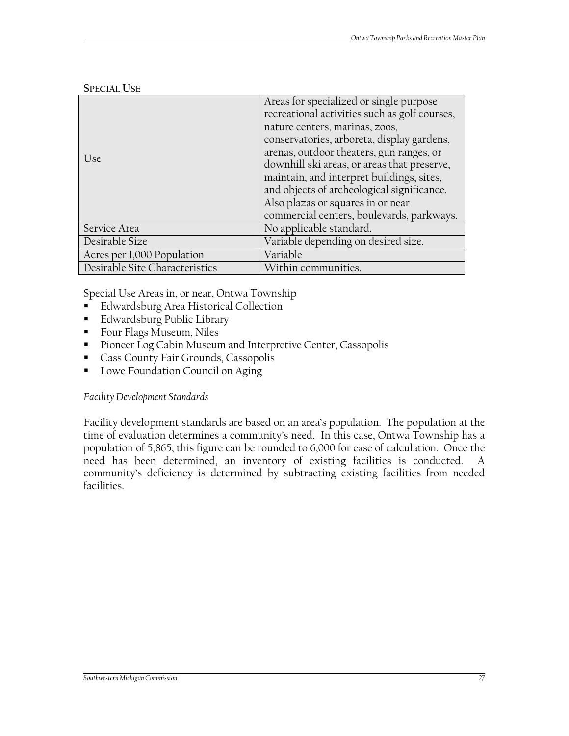**SPECIAL USE**

| | |
|---|---|
| Use | Areas for specialized or single purpose recreational activities such as golf courses, nature centers, marinas, zoos, conservatories, arboreta, display gardens, arenas, outdoor theaters, gun ranges, or downhill ski areas, or areas that preserve, maintain, and interpret buildings, sites, and objects of archeological significance. Also plazas or squares in or near commercial centers, boulevards, parkways. |
| Service Area | No applicable standard. |
| Desirable Size | Variable depending on desired size. |
| Acres per 1,000 Population | Variable |
| Desirable Site Characteristics | Within communities. |

Special Use Areas in, or near, Ontwa Township

- Edwardsburg Area Historical Collection
- Edwardsburg Public Library
- Four Flags Museum, Niles
- Pioneer Log Cabin Museum and Interpretive Center, Cassopolis
- Cass County Fair Grounds, Cassopolis
- Lowe Foundation Council on Aging

*Facility Development Standards*

Facility development standards are based on an area's population. The population at the time of evaluation determines a community's need. In this case, Ontwa Township has a population of 5,865; this figure can be rounded to 6,000 for ease of calculation. Once the need has been determined, an inventory of existing facilities is conducted. A community's deficiency is determined by subtracting existing facilities from needed facilities.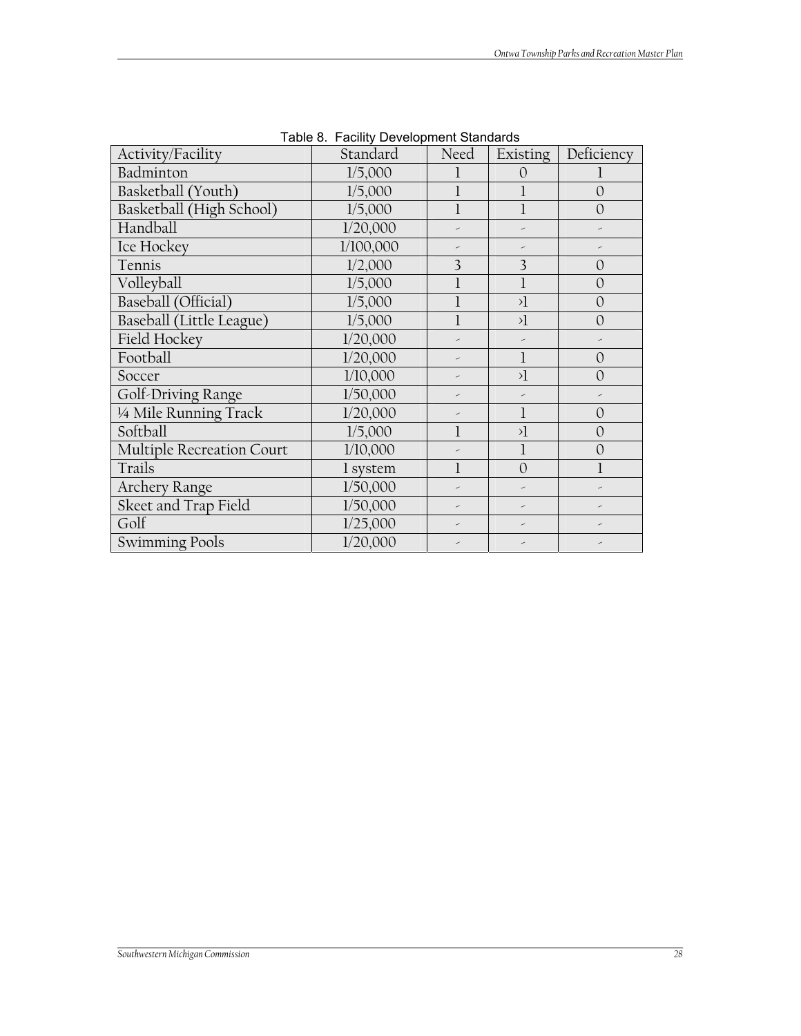Table 8. Facility Development Standards

| Activity/Facility | Standard | Need | Existing | Deficiency |
|---|---|---|---|---|
| Badminton | 1/5,000 | 1 | 0 | 1 |
| Basketball (Youth) | 1/5,000 | 1 | 1 | 0 |
| Basketball (High School) | 1/5,000 | 1 | 1 | 0 |
| Handball | 1/20,000 | - | - | - |
| Ice Hockey | 1/100,000 | - | - | - |
| Tennis | 1/2,000 | 3 | 3 | 0 |
| Volleyball | 1/5,000 | 1 | 1 | 0 |
| Baseball (Official) | 1/5,000 | 1 | >1 | 0 |
| Baseball (Little League) | 1/5,000 | 1 | >1 | 0 |
| Field Hockey | 1/20,000 | - | - | - |
| Football | 1/20,000 | - | 1 | 0 |
| Soccer | 1/10,000 | - | >1 | 0 |
| Golf-Driving Range | 1/50,000 | - | - | - |
| ¼ Mile Running Track | 1/20,000 | - | 1 | 0 |
| Softball | 1/5,000 | 1 | >1 | 0 |
| Multiple Recreation Court | 1/10,000 | - | 1 | 0 |
| Trails | 1 system | 1 | 0 | 1 |
| Archery Range | 1/50,000 | - | - | - |
| Skeet and Trap Field | 1/50,000 | - | - | - |
| Golf | 1/25,000 | - | - | - |
| Swimming Pools | 1/20,000 | - | - | - |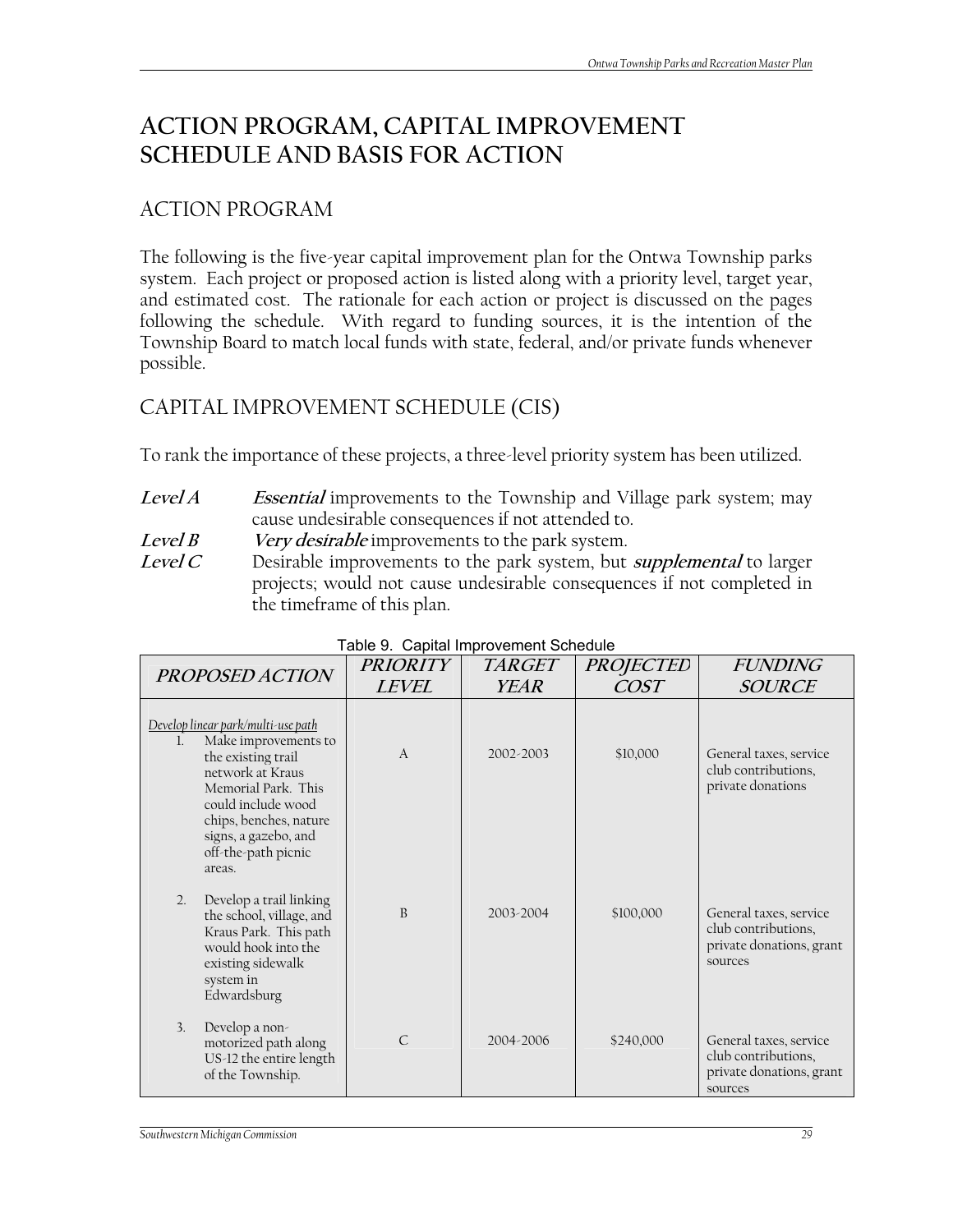# ACTION PROGRAM, CAPITAL IMPROVEMENT SCHEDULE AND BASIS FOR ACTION

## ACTION PROGRAM

The following is the five-year capital improvement plan for the Ontwa Township parks system. Each project or proposed action is listed along with a priority level, target year, and estimated cost. The rationale for each action or project is discussed on the pages following the schedule. With regard to funding sources, it is the intention of the Township Board to match local funds with state, federal, and/or private funds whenever possible.

## CAPITAL IMPROVEMENT SCHEDULE (CIS)

To rank the importance of these projects, a three-level priority system has been utilized.

***Level A*** — ***Essential*** improvements to the Township and Village park system; may cause undesirable consequences if not attended to.

***Level B*** — ***Very desirable*** improvements to the park system.

***Level C*** — Desirable improvements to the park system, but ***supplemental*** to larger projects; would not cause undesirable consequences if not completed in the timeframe of this plan.

Table 9. Capital Improvement Schedule

| *PROPOSED ACTION* | *PRIORITY LEVEL* | *TARGET YEAR* | *PROJECTED COST* | *FUNDING SOURCE* |
|---|---|---|---|---|
| *Develop linear park/multi-use path* | | | | |
| 1. Make improvements to the existing trail network at Kraus Memorial Park. This could include wood chips, benches, nature signs, a gazebo, and off-the-path picnic areas. | A | 2002-2003 | $10,000 | General taxes, service club contributions, private donations |
| 2. Develop a trail linking the school, village, and Kraus Park. This path would hook into the existing sidewalk system in Edwardsburg | B | 2003-2004 | $100,000 | General taxes, service club contributions, private donations, grant sources |
| 3. Develop a non-motorized path along US-12 the entire length of the Township. | C | 2004-2006 | $240,000 | General taxes, service club contributions, private donations, grant sources |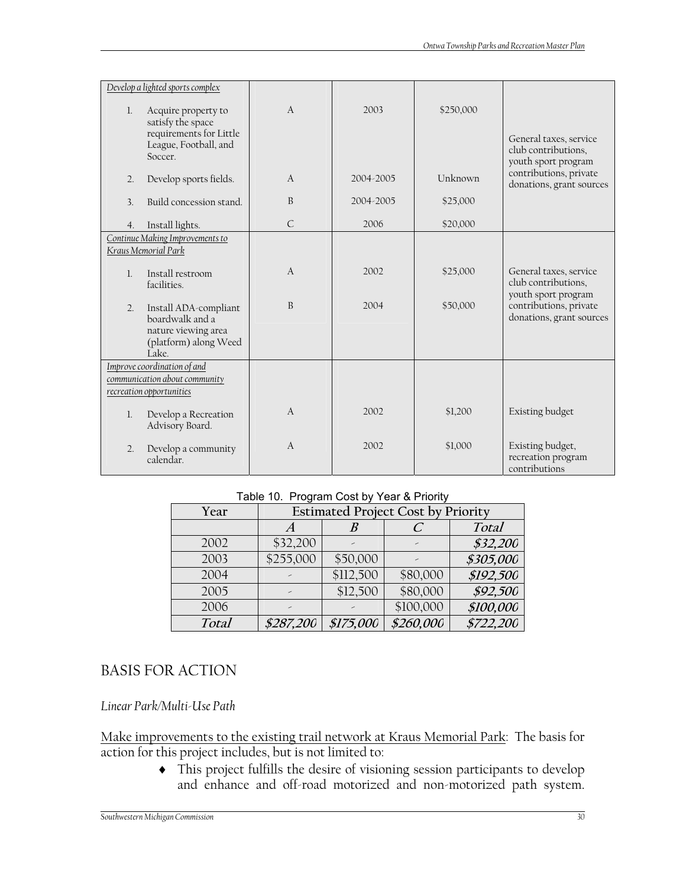| | | | | |
|---|---|---|---|---|
| *Develop a lighted sports complex* | | | | |
| 1. Acquire property to satisfy the space requirements for Little League, Football, and Soccer. | A | 2003 | $250,000 | General taxes, service club contributions, youth sport program contributions, private donations, grant sources |
| 2. Develop sports fields. | A | 2004-2005 | Unknown | |
| 3. Build concession stand. | B | 2004-2005 | $25,000 | |
| 4. Install lights. | C | 2006 | $20,000 | |
| *Continue Making Improvements to Kraus Memorial Park* | | | | |
| 1. Install restroom facilities. | A | 2002 | $25,000 | General taxes, service club contributions, youth sport program contributions, private donations, grant sources |
| 2. Install ADA-compliant boardwalk and a nature viewing area (platform) along Weed Lake. | B | 2004 | $50,000 | |
| *Improve coordination of and communication about community recreation opportunities* | | | | |
| 1. Develop a Recreation Advisory Board. | A | 2002 | $1,200 | Existing budget |
| 2. Develop a community calendar. | A | 2002 | $1,000 | Existing budget, recreation program contributions |

Table 10. Program Cost by Year & Priority

| Year | Estimated Project Cost by Priority | | | |
|---|---|---|---|---|
| | *A* | *B* | *C* | *Total* |
| 2002 | $32,200 | - | - | ***$32,200*** |
| 2003 | $255,000 | $50,000 | - | ***$305,000*** |
| 2004 | - | $112,500 | $80,000 | ***$192,500*** |
| 2005 | - | $12,500 | $80,000 | ***$92,500*** |
| 2006 | - | - | $100,000 | ***$100,000*** |
| *Total* | ***$287,200*** | ***$175,000*** | ***$260,000*** | ***$722,200*** |

## BASIS FOR ACTION

### *Linear Park/Multi-Use Path*

Make improvements to the existing trail network at Kraus Memorial Park: The basis for action for this project includes, but is not limited to:

- This project fulfills the desire of visioning session participants to develop and enhance and off-road motorized and non-motorized path system.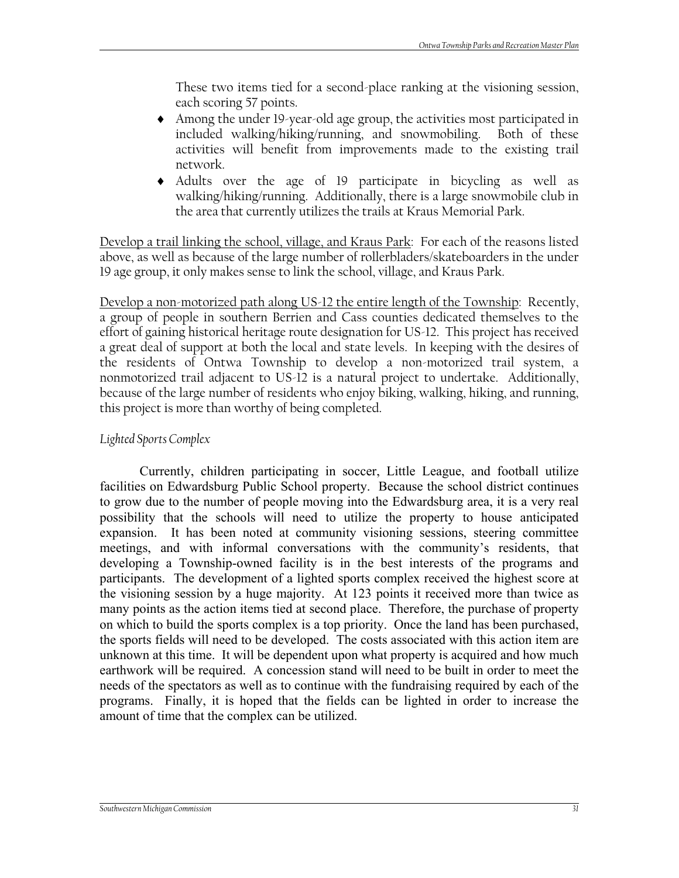These two items tied for a second-place ranking at the visioning session, each scoring 57 points.

- Among the under 19-year-old age group, the activities most participated in included walking/hiking/running, and snowmobiling. Both of these activities will benefit from improvements made to the existing trail network.
- Adults over the age of 19 participate in bicycling as well as walking/hiking/running. Additionally, there is a large snowmobile club in the area that currently utilizes the trails at Kraus Memorial Park.

<u>Develop a trail linking the school, village, and Kraus Park</u>: For each of the reasons listed above, as well as because of the large number of rollerbladers/skateboarders in the under 19 age group, it only makes sense to link the school, village, and Kraus Park.

<u>Develop a non-motorized path along US-12 the entire length of the Township</u>: Recently, a group of people in southern Berrien and Cass counties dedicated themselves to the effort of gaining historical heritage route designation for US-12. This project has received a great deal of support at both the local and state levels. In keeping with the desires of the residents of Ontwa Township to develop a non-motorized trail system, a nonmotorized trail adjacent to US-12 is a natural project to undertake. Additionally, because of the large number of residents who enjoy biking, walking, hiking, and running, this project is more than worthy of being completed.

*Lighted Sports Complex*

Currently, children participating in soccer, Little League, and football utilize facilities on Edwardsburg Public School property. Because the school district continues to grow due to the number of people moving into the Edwardsburg area, it is a very real possibility that the schools will need to utilize the property to house anticipated expansion. It has been noted at community visioning sessions, steering committee meetings, and with informal conversations with the community's residents, that developing a Township-owned facility is in the best interests of the programs and participants. The development of a lighted sports complex received the highest score at the visioning session by a huge majority. At 123 points it received more than twice as many points as the action items tied at second place. Therefore, the purchase of property on which to build the sports complex is a top priority. Once the land has been purchased, the sports fields will need to be developed. The costs associated with this action item are unknown at this time. It will be dependent upon what property is acquired and how much earthwork will be required. A concession stand will need to be built in order to meet the needs of the spectators as well as to continue with the fundraising required by each of the programs. Finally, it is hoped that the fields can be lighted in order to increase the amount of time that the complex can be utilized.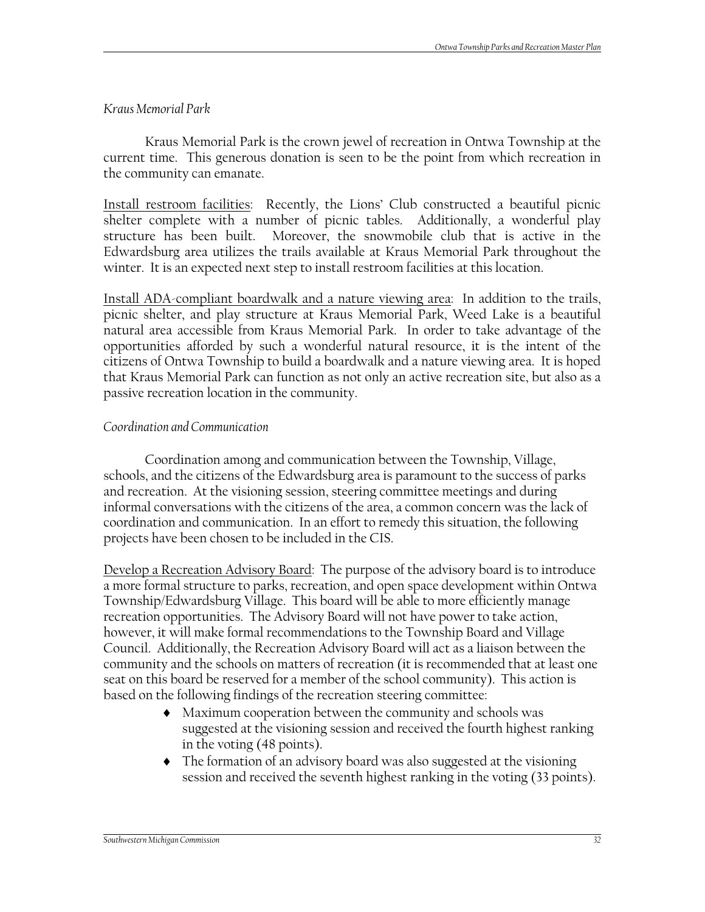*Kraus Memorial Park*

Kraus Memorial Park is the crown jewel of recreation in Ontwa Township at the current time. This generous donation is seen to be the point from which recreation in the community can emanate.

<u>Install restroom facilities</u>: Recently, the Lions' Club constructed a beautiful picnic shelter complete with a number of picnic tables. Additionally, a wonderful play structure has been built. Moreover, the snowmobile club that is active in the Edwardsburg area utilizes the trails available at Kraus Memorial Park throughout the winter. It is an expected next step to install restroom facilities at this location.

<u>Install ADA-compliant boardwalk and a nature viewing area</u>: In addition to the trails, picnic shelter, and play structure at Kraus Memorial Park, Weed Lake is a beautiful natural area accessible from Kraus Memorial Park. In order to take advantage of the opportunities afforded by such a wonderful natural resource, it is the intent of the citizens of Ontwa Township to build a boardwalk and a nature viewing area. It is hoped that Kraus Memorial Park can function as not only an active recreation site, but also as a passive recreation location in the community.

*Coordination and Communication*

Coordination among and communication between the Township, Village, schools, and the citizens of the Edwardsburg area is paramount to the success of parks and recreation. At the visioning session, steering committee meetings and during informal conversations with the citizens of the area, a common concern was the lack of coordination and communication. In an effort to remedy this situation, the following projects have been chosen to be included in the CIS.

<u>Develop a Recreation Advisory Board</u>: The purpose of the advisory board is to introduce a more formal structure to parks, recreation, and open space development within Ontwa Township/Edwardsburg Village. This board will be able to more efficiently manage recreation opportunities. The Advisory Board will not have power to take action, however, it will make formal recommendations to the Township Board and Village Council. Additionally, the Recreation Advisory Board will act as a liaison between the community and the schools on matters of recreation (it is recommended that at least one seat on this board be reserved for a member of the school community). This action is based on the following findings of the recreation steering committee:

- Maximum cooperation between the community and schools was suggested at the visioning session and received the fourth highest ranking in the voting (48 points).
- The formation of an advisory board was also suggested at the visioning session and received the seventh highest ranking in the voting (33 points).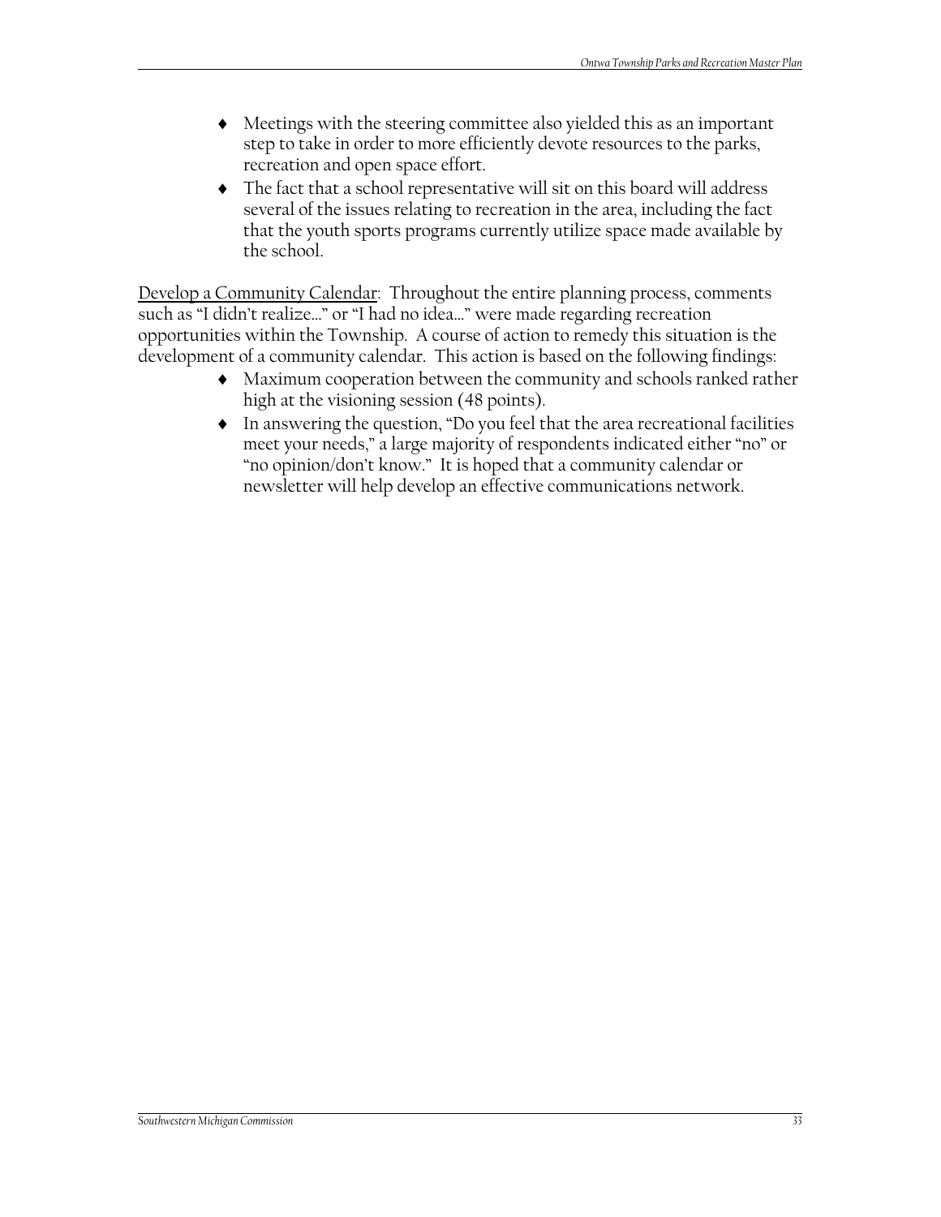- Meetings with the steering committee also yielded this as an important step to take in order to more efficiently devote resources to the parks, recreation and open space effort.
- The fact that a school representative will sit on this board will address several of the issues relating to recreation in the area, including the fact that the youth sports programs currently utilize space made available by the school.

<u>Develop a Community Calendar</u>: Throughout the entire planning process, comments such as "I didn't realize…" or "I had no idea…" were made regarding recreation opportunities within the Township. A course of action to remedy this situation is the development of a community calendar. This action is based on the following findings:

- Maximum cooperation between the community and schools ranked rather high at the visioning session (48 points).
- In answering the question, "Do you feel that the area recreational facilities meet your needs," a large majority of respondents indicated either "no" or "no opinion/don't know." It is hoped that a community calendar or newsletter will help develop an effective communications network.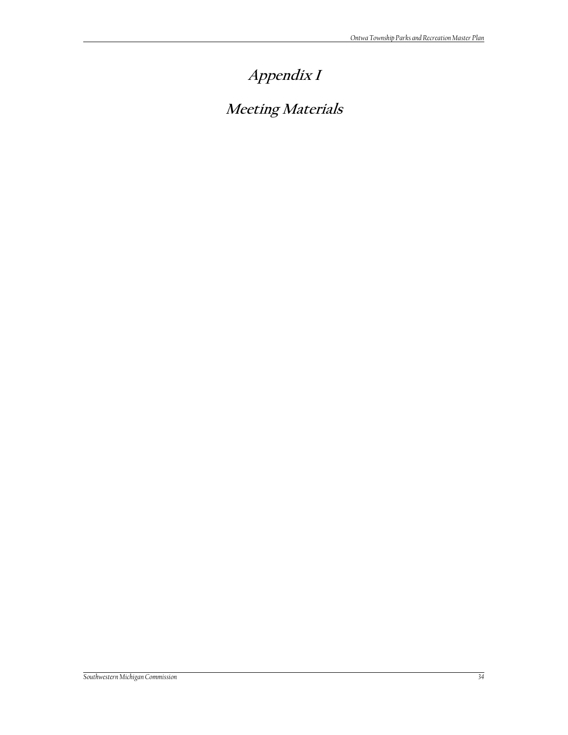# Appendix I

# Meeting Materials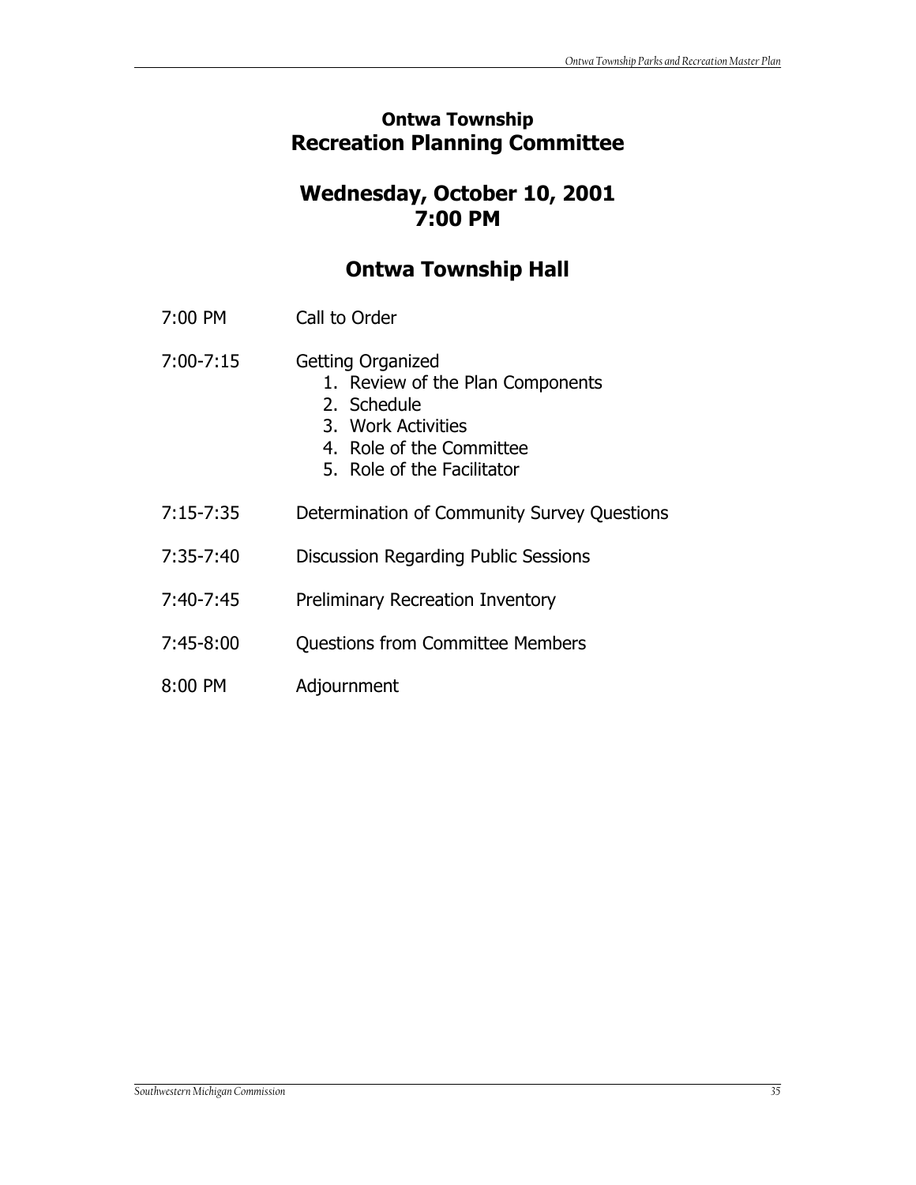## Ontwa Township
## Recreation Planning Committee

## Wednesday, October 10, 2001
## 7:00 PM

## Ontwa Township Hall

| | |
|---|---|
| 7:00 PM | Call to Order |
| 7:00-7:15 | Getting Organized<br>1. Review of the Plan Components<br>2. Schedule<br>3. Work Activities<br>4. Role of the Committee<br>5. Role of the Facilitator |
| 7:15-7:35 | Determination of Community Survey Questions |
| 7:35-7:40 | Discussion Regarding Public Sessions |
| 7:40-7:45 | Preliminary Recreation Inventory |
| 7:45-8:00 | Questions from Committee Members |
| 8:00 PM | Adjournment |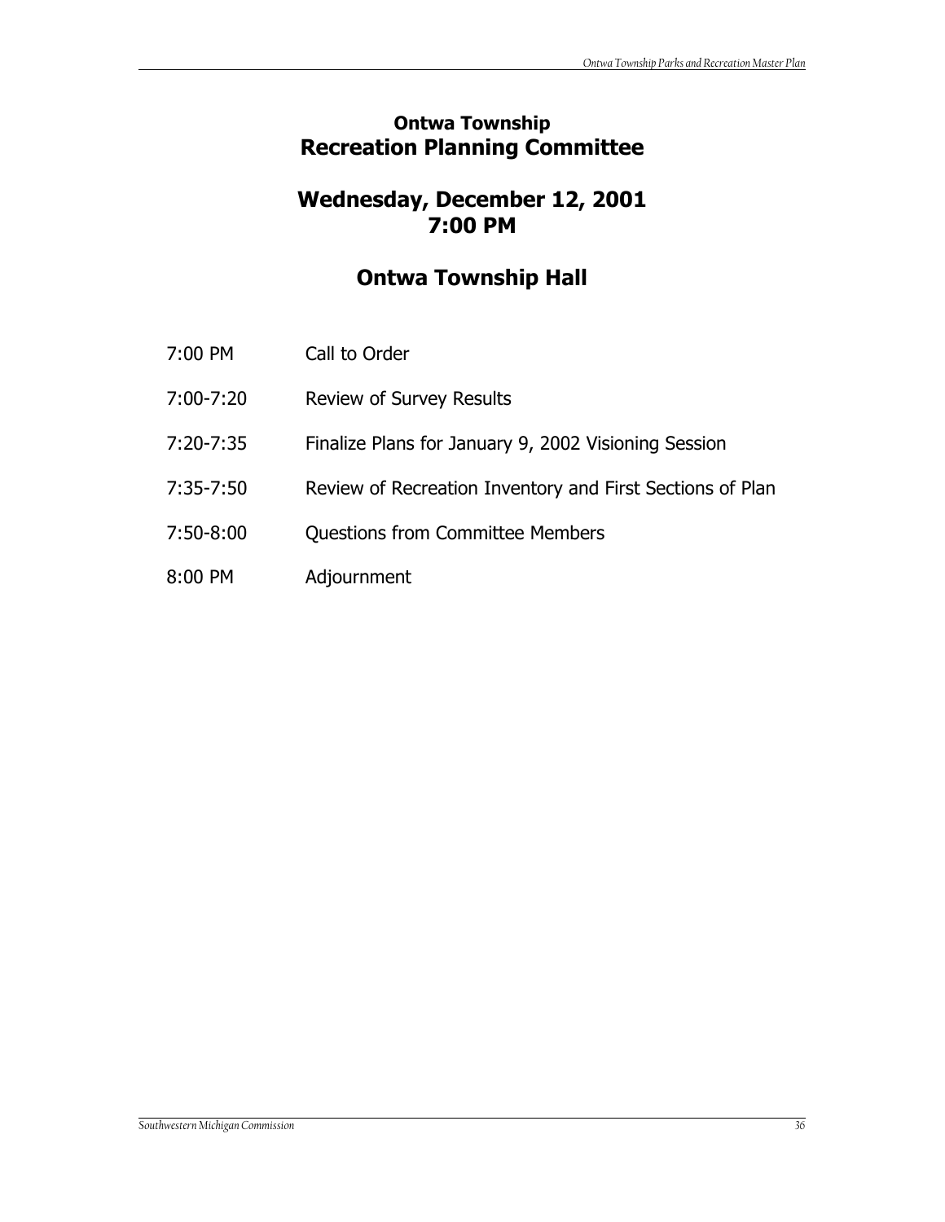# Ontwa Township
# Recreation Planning Committee

## Wednesday, December 12, 2001
## 7:00 PM

## Ontwa Township Hall

| | |
|---|---|
| 7:00 PM | Call to Order |
| 7:00-7:20 | Review of Survey Results |
| 7:20-7:35 | Finalize Plans for January 9, 2002 Visioning Session |
| 7:35-7:50 | Review of Recreation Inventory and First Sections of Plan |
| 7:50-8:00 | Questions from Committee Members |
| 8:00 PM | Adjournment |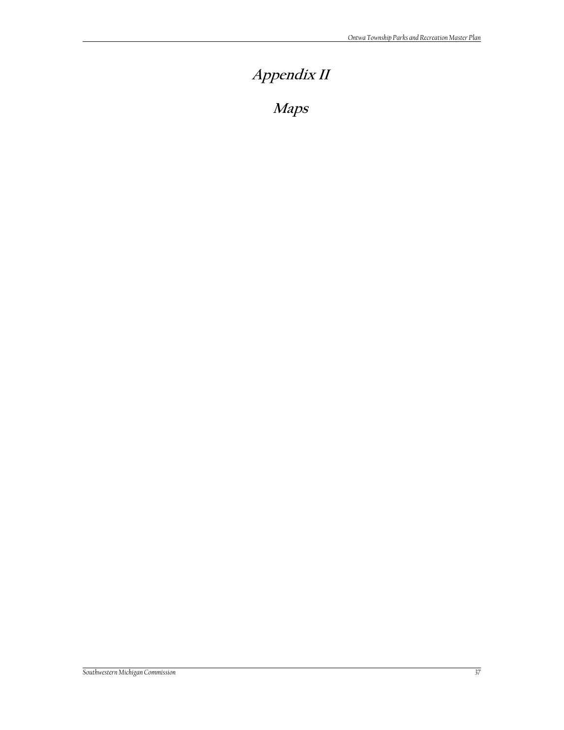# Appendix II

# Maps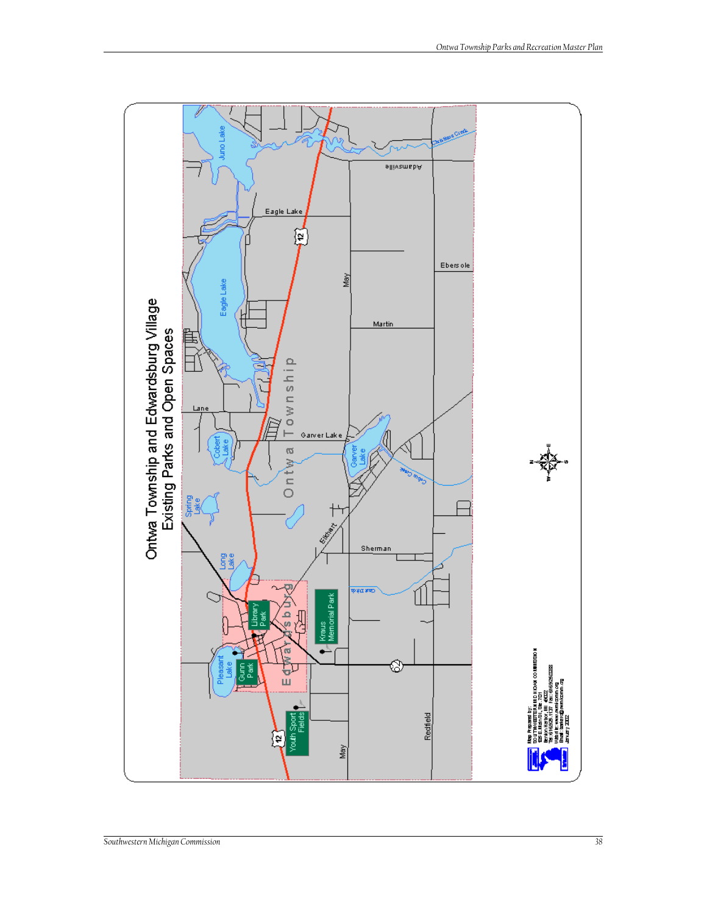# Ontwa Township and Edwardsburg Village
## Existing Parks and Open Spaces

Juno Lake

Christiana Creek

Adamsville

Eagle Lake

Eagle Lake

12

May

Ebersole

Martin

Ontwa Township

Lane

Garver Lake

Cobert Lake

Garver Lake

Spring Lake

Elkhart

Sherman

Long Lake

Library Park

Edwardsburg

Kraus Memorial Park

Pleasant Lake

Gunn Park

62

Youth Sport Fields

12

May

Redfield

Map Prepared by:
SOUTHWESTERN MICHIGAN COMMISSION
185 E. Main St., Ste. 701
Benton Harbor, MI 49022
Tel: 616.925.1137 Fax: 616.925.0288
Website: www.swmicomm.org
Email: swmicomm@swmicomm.org
January 2002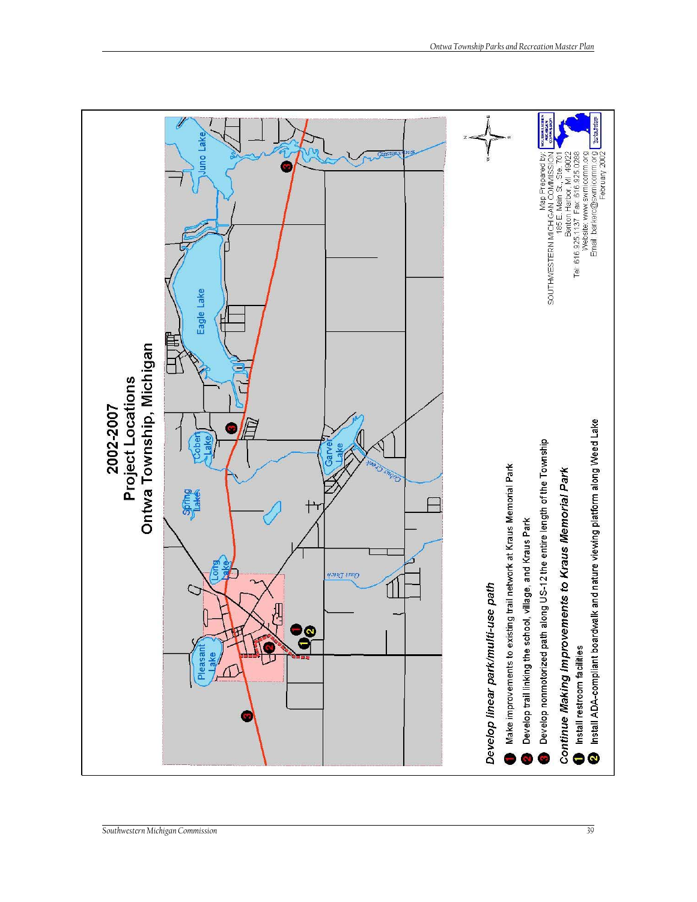2002-2007
Project Locations
Ontwa Township, Michigan

Juno Lake

Eagle Lake

Coben Lake

Spring Lake

Garver Lake

Long Lake

Pleasant Lake

Christiana Creek

Cobus Creek

Oast Ditch

Map Prepared by:
SOUTHWESTERN MICHIGAN COMMISSION
185 E. Main St., Ste. 701
Benton Harbor, MI 49022
Tel: 616.925.1137 Fax: 616.925.0288
Website: www.swmicomm.org
Email: barkerc@swmicomm.org
February 2002

*Develop linear park/multi-use path*

1. Make improvements to existing trail network at Kraus Memorial Park
2. Develop trail linking the school, village, and Kraus Park
3. Develop nonmotorized path along US-12 the entire length of the Township

*Continue Making Improvements to Kraus Memorial Park*

1. Install restroom facilities
2. Install ADA-compliant boardwalk and nature viewing platform along Weed Lake